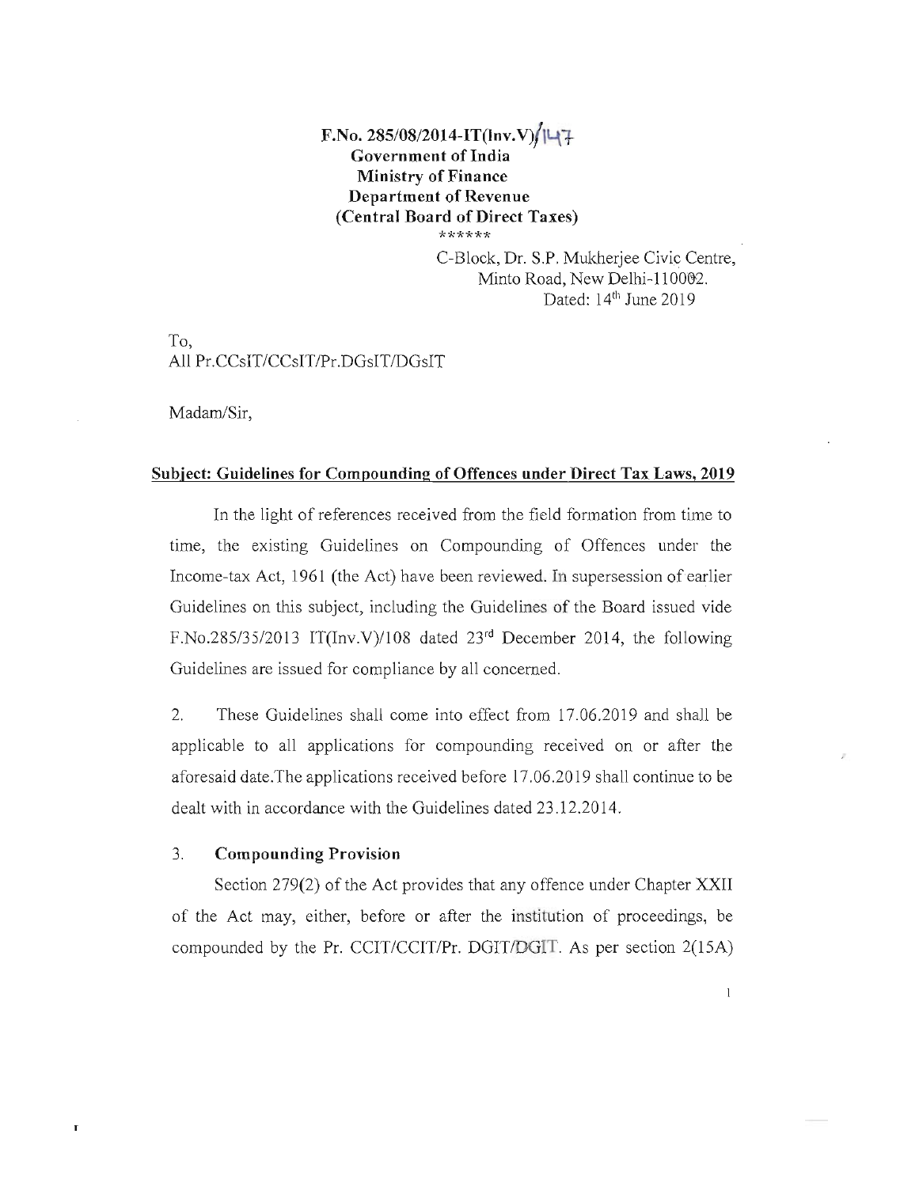**F.No. 285/08/2014-IT(Inv.V)/147**
**Government of India**
**Ministry of Finance**
**Department of Revenue**
**(Central Board of Direct Taxes)**

\*\*\*\*\*\*

C-Block, Dr. S.P. Mukherjee Civic Centre,
Minto Road, New Delhi-110002.
Dated: 14th June 2019

To,
All Pr.CCsIT/CCsIT/Pr.DGsIT/DGsIT

Madam/Sir,

**Subject: Guidelines for Compounding of Offences under Direct Tax Laws, 2019**

In the light of references received from the field formation from time to time, the existing Guidelines on Compounding of Offences under the Income-tax Act, 1961 (the Act) have been reviewed. In supersession of earlier Guidelines on this subject, including the Guidelines of the Board issued vide F.No.285/35/2013 IT(Inv.V)/108 dated 23rd December 2014, the following Guidelines are issued for compliance by all concerned.

2. These Guidelines shall come into effect from 17.06.2019 and shall be applicable to all applications for compounding received on or after the aforesaid date.The applications received before 17.06.2019 shall continue to be dealt with in accordance with the Guidelines dated 23.12.2014.

3. **Compounding Provision**

Section 279(2) of the Act provides that any offence under Chapter XXII of the Act may, either, before or after the institution of proceedings, be compounded by the Pr. CCIT/CCIT/Pr. DGIT/DGIT. As per section 2(15A)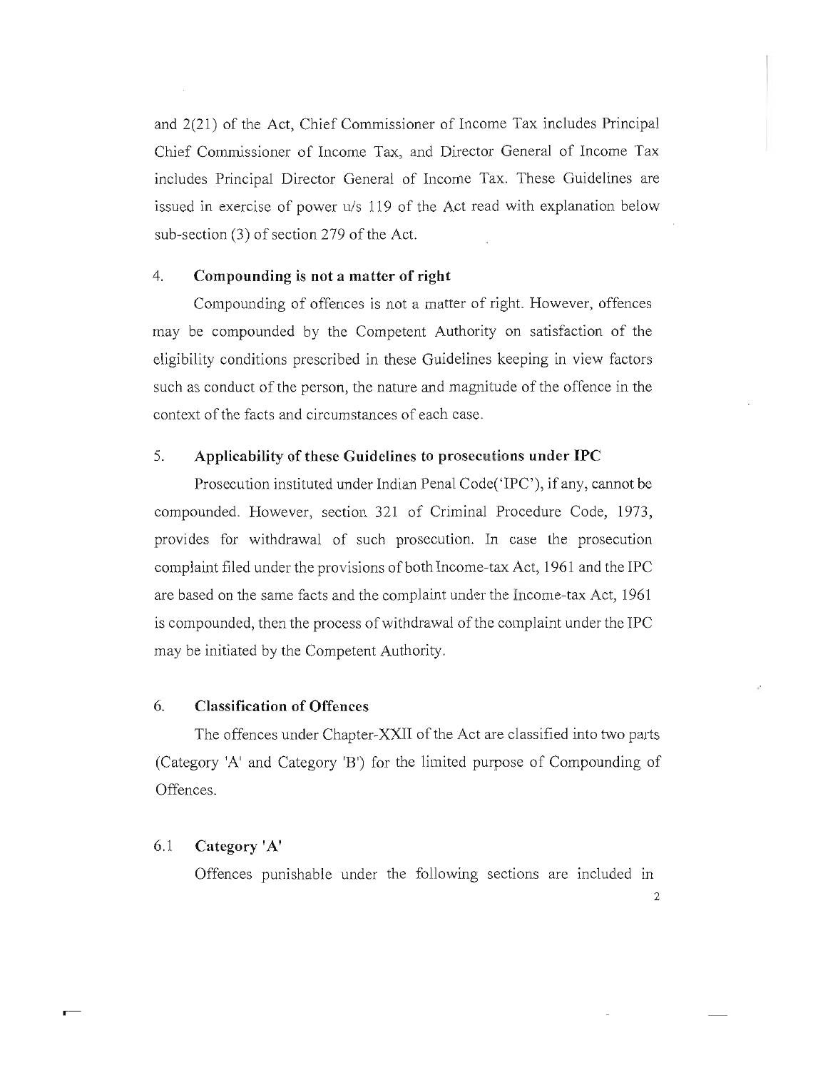and 2(21) of the Act, Chief Commissioner of Income Tax includes Principal Chief Commissioner of Income Tax, and Director General of Income Tax includes Principal Director General of Income Tax. These Guidelines are issued in exercise of power u/s 119 of the Act read with explanation below sub-section (3) of section 279 of the Act.

## 4. Compounding is not a matter of right

Compounding of offences is not a matter of right. However, offences may be compounded by the Competent Authority on satisfaction of the eligibility conditions prescribed in these Guidelines keeping in view factors such as conduct of the person, the nature and magnitude of the offence in the context of the facts and circumstances of each case.

## 5. Applicability of these Guidelines to prosecutions under IPC

Prosecution instituted under Indian Penal Code('IPC'), if any, cannot be compounded. However, section 321 of Criminal Procedure Code, 1973, provides for withdrawal of such prosecution. In case the prosecution complaint filed under the provisions of both Income-tax Act, 1961 and the IPC are based on the same facts and the complaint under the Income-tax Act, 1961 is compounded, then the process of withdrawal of the complaint under the IPC may be initiated by the Competent Authority.

## 6. Classification of Offences

The offences under Chapter-XXII of the Act are classified into two parts (Category 'A' and Category 'B') for the limited purpose of Compounding of Offences.

### 6.1 Category 'A'

Offences punishable under the following sections are included in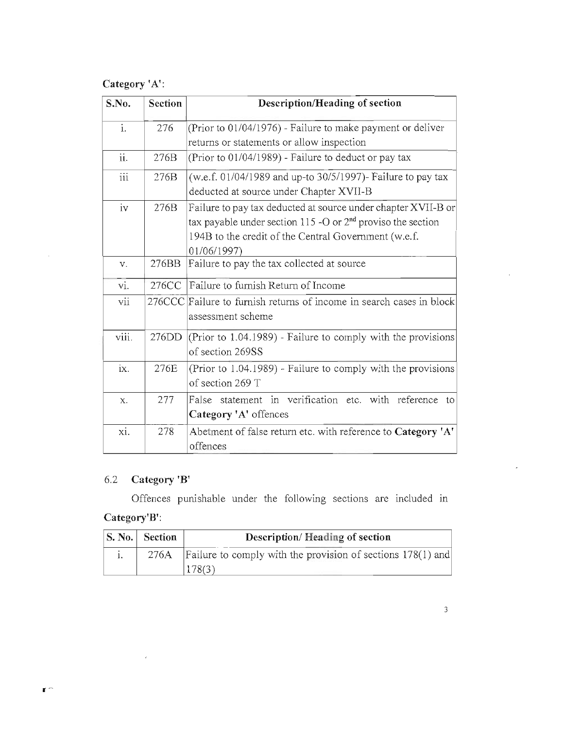**Category 'A':**

| S.No. | Section | Description/Heading of section |
|---|---|---|
| i. | 276 | (Prior to 01/04/1976) - Failure to make payment or deliver returns or statements or allow inspection |
| ii. | 276B | (Prior to 01/04/1989) - Failure to deduct or pay tax |
| iii | 276B | (w.e.f. 01/04/1989 and up-to 30/5/1997)- Failure to pay tax deducted at source under Chapter XVII-B |
| iv | 276B | Failure to pay tax deducted at source under chapter XVII-B or tax payable under section 115 -O or 2nd proviso the section 194B to the credit of the Central Government (w.e.f. 01/06/1997) |
| v. | 276BB | Failure to pay the tax collected at source |
| vi. | 276CC | Failure to furnish Return of Income |
| vii | 276CCC | Failure to furnish returns of income in search cases in block assessment scheme |
| viii. | 276DD | (Prior to 1.04.1989) - Failure to comply with the provisions of section 269SS |
| ix. | 276E | (Prior to 1.04.1989) - Failure to comply with the provisions of section 269 T |
| x. | 277 | False statement in verification etc. with reference to **Category 'A'** offences |
| xi. | 278 | Abetment of false return etc. with reference to **Category 'A'** offences |

## 6.2 Category 'B'

Offences punishable under the following sections are included in **Category'B'**:

| S. No. | Section | Description/ Heading of section |
|---|---|---|
| i. | 276A | Failure to comply with the provision of sections 178(1) and 178(3) |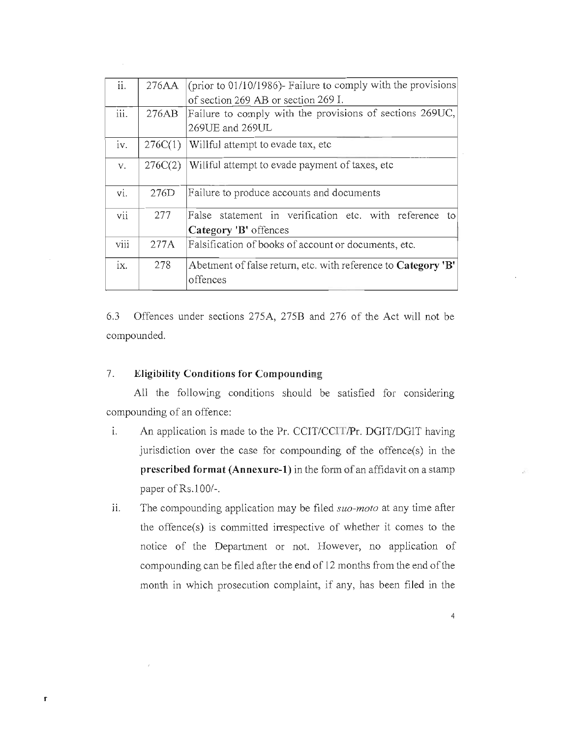| ii. | 276AA | (prior to 01/10/1986)- Failure to comply with the provisions of section 269 AB or section 269 I. |
|---|---|---|
| iii. | 276AB | Failure to comply with the provisions of sections 269UC, 269UE and 269UL |
| iv. | 276C(1) | Willful attempt to evade tax, etc |
| v. | 276C(2) | Willful attempt to evade payment of taxes, etc |
| vi. | 276D | Failure to produce accounts and documents |
| vii | 277 | False statement in verification etc. with reference to **Category 'B'** offences |
| viii | 277A | Falsification of books of account or documents, etc. |
| ix. | 278 | Abetment of false return, etc. with reference to **Category 'B'** offences |

6.3 Offences under sections 275A, 275B and 276 of the Act will not be compounded.

## 7. Eligibility Conditions for Compounding

All the following conditions should be satisfied for considering compounding of an offence:

i. An application is made to the Pr. CCIT/CCIT/Pr. DGIT/DGIT having jurisdiction over the case for compounding of the offence(s) in the **prescribed format (Annexure-1)** in the form of an affidavit on a stamp paper of Rs.100/-.

ii. The compounding application may be filed *suo-moto* at any time after the offence(s) is committed irrespective of whether it comes to the notice of the Department or not. However, no application of compounding can be filed after the end of 12 months from the end of the month in which prosecution complaint, if any, has been filed in the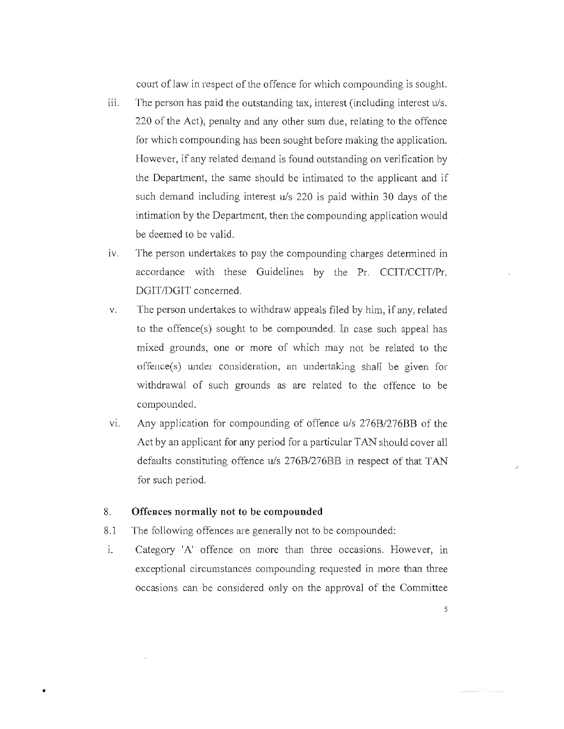court of law in respect of the offence for which compounding is sought.

iii. The person has paid the outstanding tax, interest (including interest u/s. 220 of the Act), penalty and any other sum due, relating to the offence for which compounding has been sought before making the application. However, if any related demand is found outstanding on verification by the Department, the same should be intimated to the applicant and if such demand including interest u/s 220 is paid within 30 days of the intimation by the Department, then the compounding application would be deemed to be valid.

iv. The person undertakes to pay the compounding charges determined in accordance with these Guidelines by the Pr. CCIT/CCIT/Pr. DGIT/DGIT concerned.

v. The person undertakes to withdraw appeals filed by him, if any, related to the offence(s) sought to be compounded. In case such appeal has mixed grounds, one or more of which may not be related to the offence(s) under consideration, an undertaking shall be given for withdrawal of such grounds as are related to the offence to be compounded.

vi. Any application for compounding of offence u/s 276B/276BB of the Act by an applicant for any period for a particular TAN should cover all defaults constituting offence u/s 276B/276BB in respect of that TAN for such period.

## 8. Offences normally not to be compounded

8.1 The following offences are generally not to be compounded:

i. Category 'A' offence on more than three occasions. However, in exceptional circumstances compounding requested in more than three occasions can be considered only on the approval of the Committee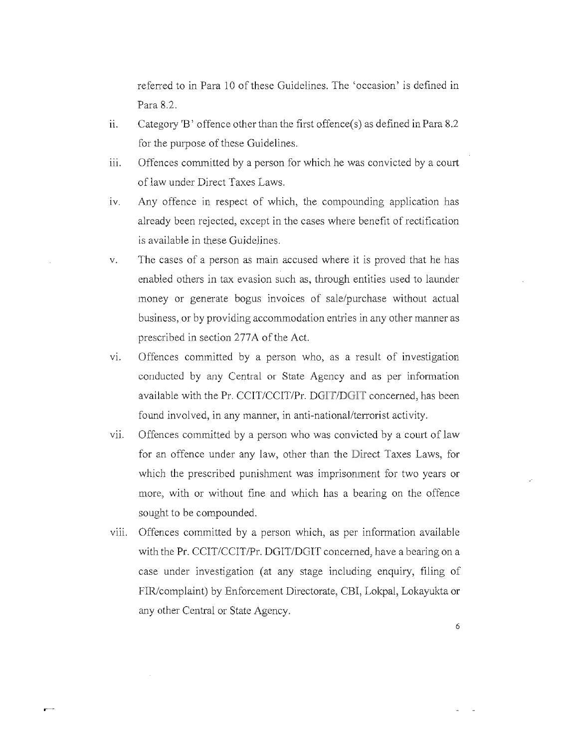referred to in Para 10 of these Guidelines. The 'occasion' is defined in Para 8.2.

ii. Category 'B' offence other than the first offence(s) as defined in Para 8.2 for the purpose of these Guidelines.

iii. Offences committed by a person for which he was convicted by a court of law under Direct Taxes Laws.

iv. Any offence in respect of which, the compounding application has already been rejected, except in the cases where benefit of rectification is available in these Guidelines.

v. The cases of a person as main accused where it is proved that he has enabled others in tax evasion such as, through entities used to launder money or generate bogus invoices of sale/purchase without actual business, or by providing accommodation entries in any other manner as prescribed in section 277A of the Act.

vi. Offences committed by a person who, as a result of investigation conducted by any Central or State Agency and as per information available with the Pr. CCIT/CCIT/Pr. DGIT/DGIT concerned, has been found involved, in any manner, in anti-national/terrorist activity.

vii. Offences committed by a person who was convicted by a court of law for an offence under any law, other than the Direct Taxes Laws, for which the prescribed punishment was imprisonment for two years or more, with or without fine and which has a bearing on the offence sought to be compounded.

viii. Offences committed by a person which, as per information available with the Pr. CCIT/CCIT/Pr. DGIT/DGIT concerned, have a bearing on a case under investigation (at any stage including enquiry, filing of FIR/complaint) by Enforcement Directorate, CBI, Lokpal, Lokayukta or any other Central or State Agency.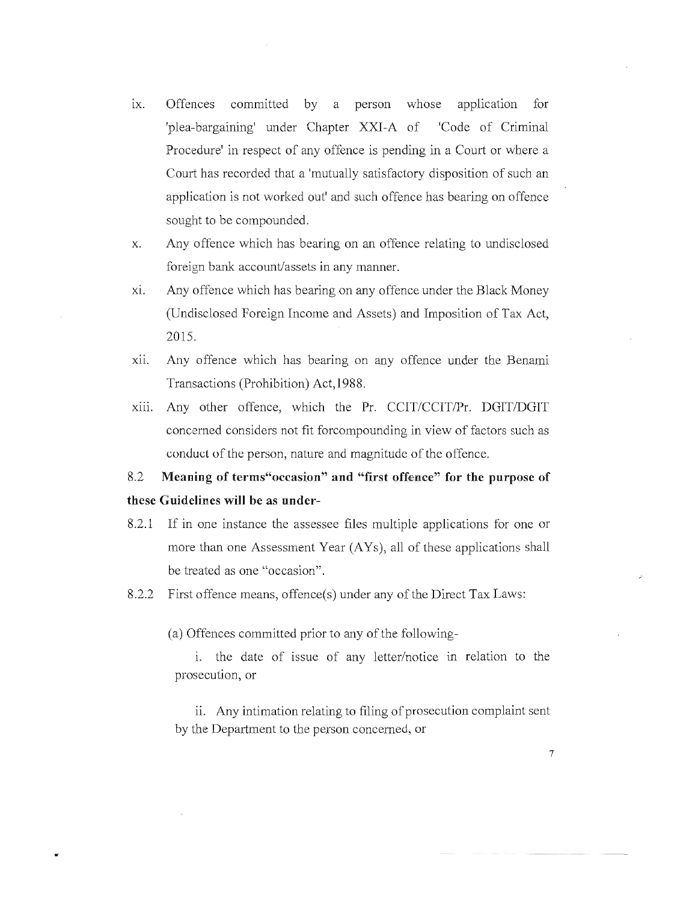ix. Offences committed by a person whose application for 'plea-bargaining' under Chapter XXI-A of 'Code of Criminal Procedure' in respect of any offence is pending in a Court or where a Court has recorded that a 'mutually satisfactory disposition of such an application is not worked out' and such offence has bearing on offence sought to be compounded.

x. Any offence which has bearing on an offence relating to undisclosed foreign bank account/assets in any manner.

xi. Any offence which has bearing on any offence under the Black Money (Undisclosed Foreign Income and Assets) and Imposition of Tax Act, 2015.

xii. Any offence which has bearing on any offence under the Benami Transactions (Prohibition) Act,1988.

xiii. Any other offence, which the Pr. CCIT/CCIT/Pr. DGIT/DGIT concerned considers not fit forcompounding in view of factors such as conduct of the person, nature and magnitude of the offence.

**8.2 Meaning of terms"occasion" and "first offence" for the purpose of these Guidelines will be as under-**

8.2.1 If in one instance the assessee files multiple applications for one or more than one Assessment Year (AYs), all of these applications shall be treated as one "occasion".

8.2.2 First offence means, offence(s) under any of the Direct Tax Laws:

(a) Offences committed prior to any of the following-

i. the date of issue of any letter/notice in relation to the prosecution, or

ii. Any intimation relating to filing of prosecution complaint sent by the Department to the person concerned, or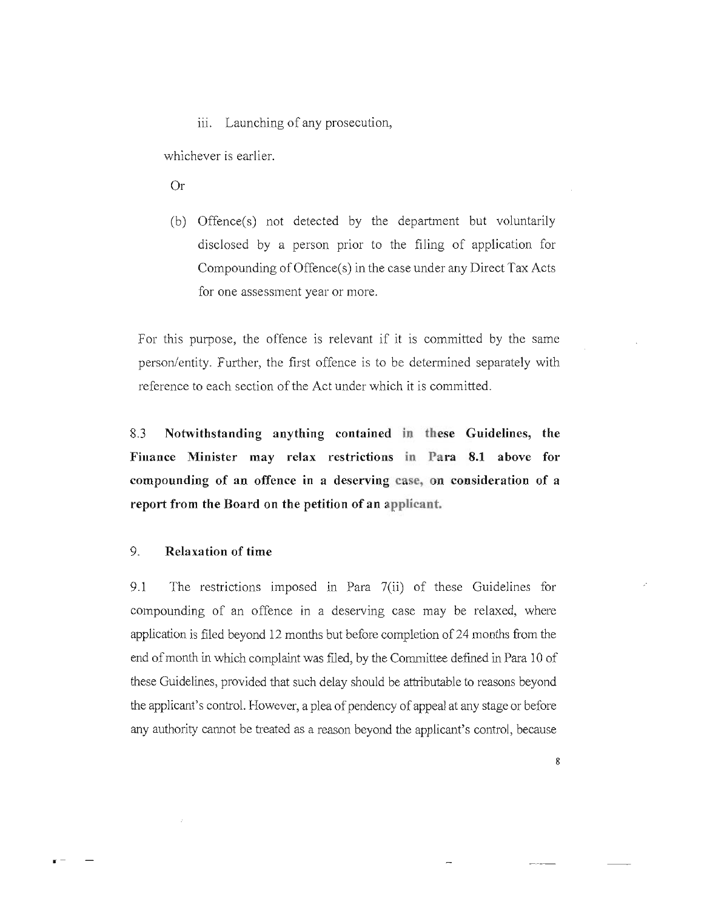iii. Launching of any prosecution,

whichever is earlier.

Or

(b) Offence(s) not detected by the department but voluntarily disclosed by a person prior to the filing of application for Compounding of Offence(s) in the case under any Direct Tax Acts for one assessment year or more.

For this purpose, the offence is relevant if it is committed by the same person/entity. Further, the first offence is to be determined separately with reference to each section of the Act under which it is committed.

8.3 **Notwithstanding anything contained in these Guidelines, the Finance Minister may relax restrictions in Para 8.1 above for compounding of an offence in a deserving case, on consideration of a report from the Board on the petition of an applicant.**

## 9. Relaxation of time

9.1 The restrictions imposed in Para 7(ii) of these Guidelines for compounding of an offence in a deserving case may be relaxed, where application is filed beyond 12 months but before completion of 24 months from the end of month in which complaint was filed, by the Committee defined in Para 10 of these Guidelines, provided that such delay should be attributable to reasons beyond the applicant's control. However, a plea of pendency of appeal at any stage or before any authority cannot be treated as a reason beyond the applicant's control, because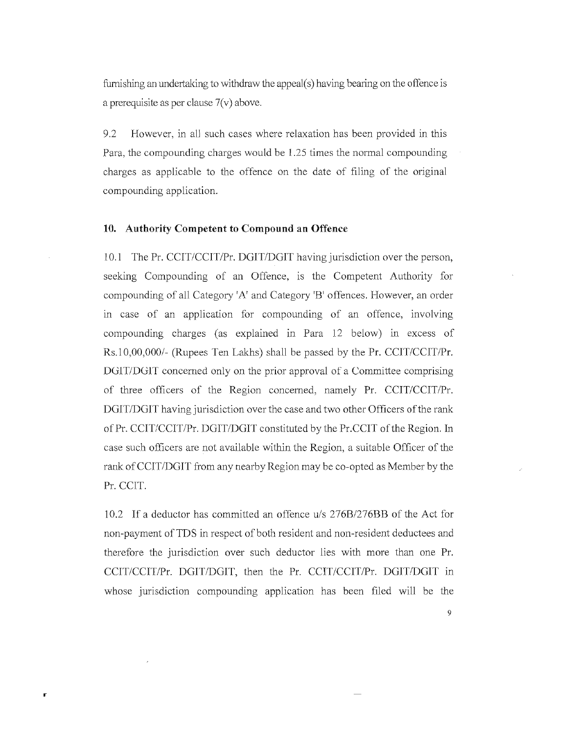furnishing an undertaking to withdraw the appeal(s) having bearing on the offence is a prerequisite as per clause 7(v) above.

9.2 However, in all such cases where relaxation has been provided in this Para, the compounding charges would be 1.25 times the normal compounding charges as applicable to the offence on the date of filing of the original compounding application.

## 10. Authority Competent to Compound an Offence

10.1 The Pr. CCIT/CCIT/Pr. DGIT/DGIT having jurisdiction over the person, seeking Compounding of an Offence, is the Competent Authority for compounding of all Category 'A' and Category 'B' offences. However, an order in case of an application for compounding of an offence, involving compounding charges (as explained in Para 12 below) in excess of Rs.10,00,000/- (Rupees Ten Lakhs) shall be passed by the Pr. CCIT/CCIT/Pr. DGIT/DGIT concerned only on the prior approval of a Committee comprising of three officers of the Region concerned, namely Pr. CCIT/CCIT/Pr. DGIT/DGIT having jurisdiction over the case and two other Officers of the rank of Pr. CCIT/CCIT/Pr. DGIT/DGIT constituted by the Pr.CCIT of the Region. In case such officers are not available within the Region, a suitable Officer of the rank of CCIT/DGIT from any nearby Region may be co-opted as Member by the Pr. CCIT.

10.2 If a deductor has committed an offence u/s 276B/276BB of the Act for non-payment of TDS in respect of both resident and non-resident deductees and therefore the jurisdiction over such deductor lies with more than one Pr. CCIT/CCIT/Pr. DGIT/DGIT, then the Pr. CCIT/CCIT/Pr. DGIT/DGIT in whose jurisdiction compounding application has been filed will be the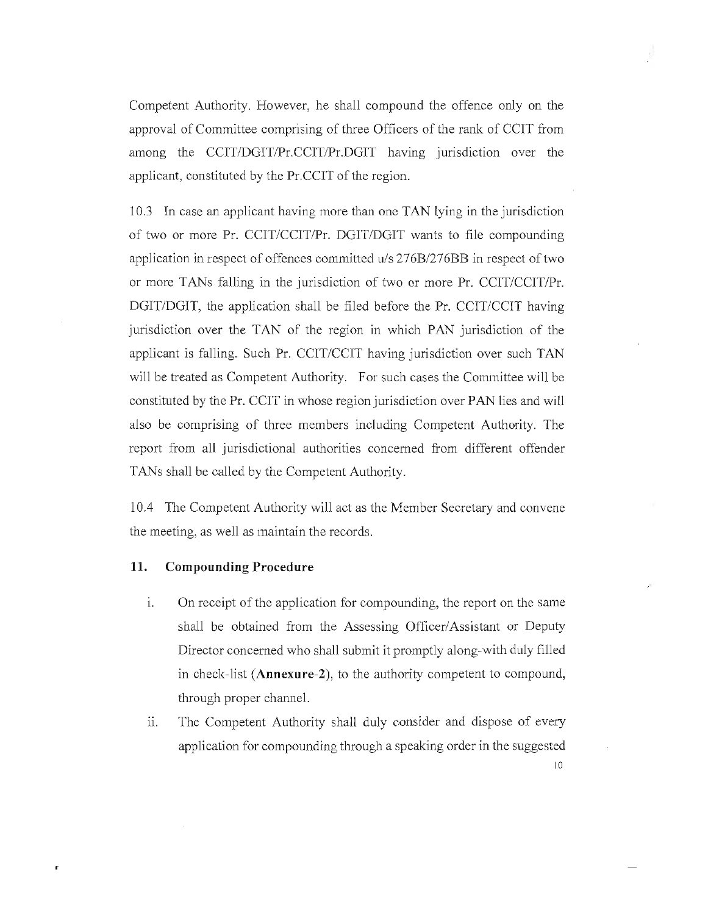Competent Authority. However, he shall compound the offence only on the approval of Committee comprising of three Officers of the rank of CCIT from among the CCIT/DGIT/Pr.CCIT/Pr.DGIT having jurisdiction over the applicant, constituted by the Pr.CCIT of the region.

10.3 In case an applicant having more than one TAN lying in the jurisdiction of two or more Pr. CCIT/CCIT/Pr. DGIT/DGIT wants to file compounding application in respect of offences committed u/s 276B/276BB in respect of two or more TANs falling in the jurisdiction of two or more Pr. CCIT/CCIT/Pr. DGIT/DGIT, the application shall be filed before the Pr. CCIT/CCIT having jurisdiction over the TAN of the region in which PAN jurisdiction of the applicant is falling. Such Pr. CCIT/CCIT having jurisdiction over such TAN will be treated as Competent Authority. For such cases the Committee will be constituted by the Pr. CCIT in whose region jurisdiction over PAN lies and will also be comprising of three members including Competent Authority. The report from all jurisdictional authorities concerned from different offender TANs shall be called by the Competent Authority.

10.4 The Competent Authority will act as the Member Secretary and convene the meeting, as well as maintain the records.

## 11. Compounding Procedure

i. On receipt of the application for compounding, the report on the same shall be obtained from the Assessing Officer/Assistant or Deputy Director concerned who shall submit it promptly along-with duly filled in check-list (**Annexure-2**), to the authority competent to compound, through proper channel.

ii. The Competent Authority shall duly consider and dispose of every application for compounding through a speaking order in the suggested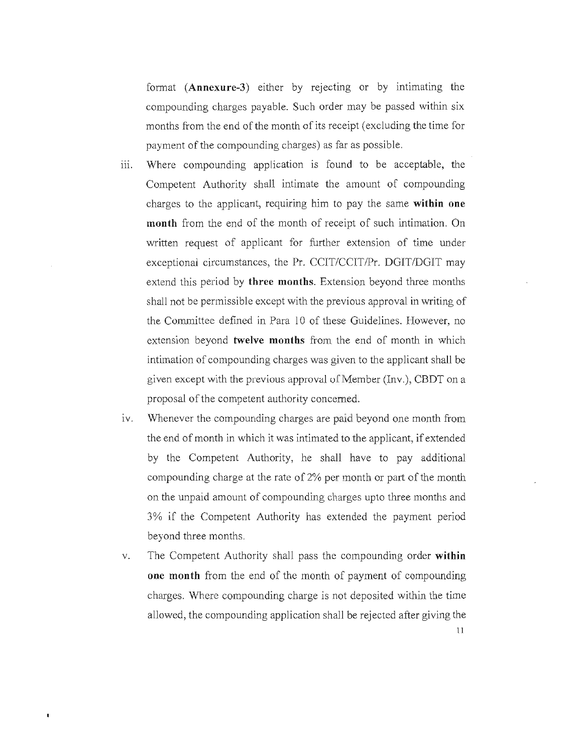format (**Annexure-3**) either by rejecting or by intimating the compounding charges payable. Such order may be passed within six months from the end of the month of its receipt (excluding the time for payment of the compounding charges) as far as possible.

iii. Where compounding application is found to be acceptable, the Competent Authority shall intimate the amount of compounding charges to the applicant, requiring him to pay the same **within one month** from the end of the month of receipt of such intimation. On written request of applicant for further extension of time under exceptional circumstances, the Pr. CCIT/CCIT/Pr. DGIT/DGIT may extend this period by **three months**. Extension beyond three months shall not be permissible except with the previous approval in writing of the Committee defined in Para 10 of these Guidelines. However, no extension beyond **twelve months** from the end of month in which intimation of compounding charges was given to the applicant shall be given except with the previous approval of Member (Inv.), CBDT on a proposal of the competent authority concerned.

iv. Whenever the compounding charges are paid beyond one month from the end of month in which it was intimated to the applicant, if extended by the Competent Authority, he shall have to pay additional compounding charge at the rate of 2% per month or part of the month on the unpaid amount of compounding charges upto three months and 3% if the Competent Authority has extended the payment period beyond three months.

v. The Competent Authority shall pass the compounding order **within one month** from the end of the month of payment of compounding charges. Where compounding charge is not deposited within the time allowed, the compounding application shall be rejected after giving the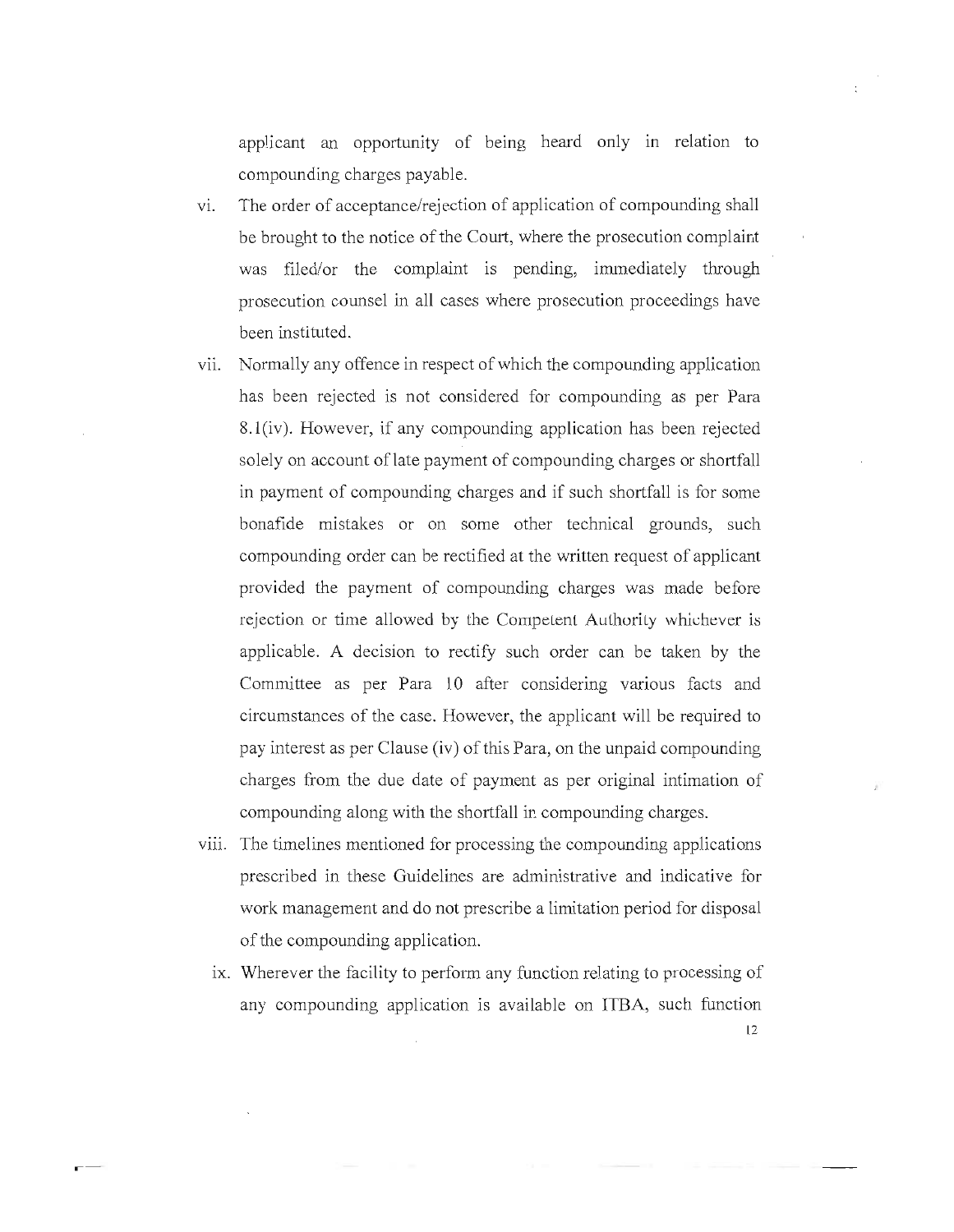applicant an opportunity of being heard only in relation to compounding charges payable.

vi. The order of acceptance/rejection of application of compounding shall be brought to the notice of the Court, where the prosecution complaint was filed/or the complaint is pending, immediately through prosecution counsel in all cases where prosecution proceedings have been instituted.

vii. Normally any offence in respect of which the compounding application has been rejected is not considered for compounding as per Para 8.1(iv). However, if any compounding application has been rejected solely on account of late payment of compounding charges or shortfall in payment of compounding charges and if such shortfall is for some bonafide mistakes or on some other technical grounds, such compounding order can be rectified at the written request of applicant provided the payment of compounding charges was made before rejection or time allowed by the Competent Authority whichever is applicable. A decision to rectify such order can be taken by the Committee as per Para 10 after considering various facts and circumstances of the case. However, the applicant will be required to pay interest as per Clause (iv) of this Para, on the unpaid compounding charges from the due date of payment as per original intimation of compounding along with the shortfall in compounding charges.

viii. The timelines mentioned for processing the compounding applications prescribed in these Guidelines are administrative and indicative for work management and do not prescribe a limitation period for disposal of the compounding application.

ix. Wherever the facility to perform any function relating to processing of any compounding application is available on ITBA, such function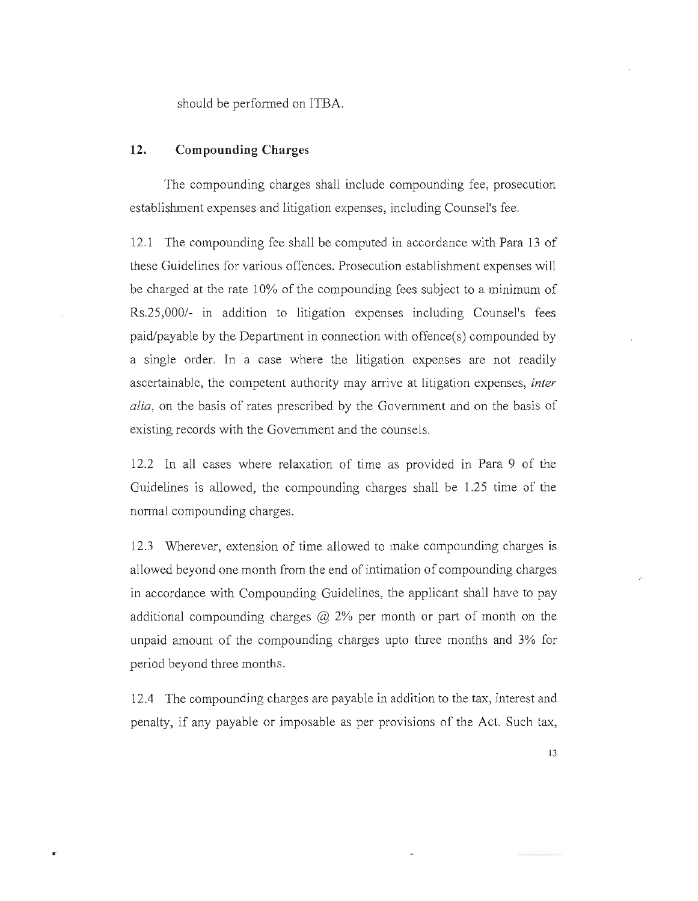should be performed on ITBA.

## 12. Compounding Charges

The compounding charges shall include compounding fee, prosecution establishment expenses and litigation expenses, including Counsel's fee.

12.1 The compounding fee shall be computed in accordance with Para 13 of these Guidelines for various offences. Prosecution establishment expenses will be charged at the rate 10% of the compounding fees subject to a minimum of Rs.25,000/- in addition to litigation expenses including Counsel's fees paid/payable by the Department in connection with offence(s) compounded by a single order. In a case where the litigation expenses are not readily ascertainable, the competent authority may arrive at litigation expenses, *inter alia*, on the basis of rates prescribed by the Government and on the basis of existing records with the Government and the counsels.

12.2 In all cases where relaxation of time as provided in Para 9 of the Guidelines is allowed, the compounding charges shall be 1.25 time of the normal compounding charges.

12.3 Wherever, extension of time allowed to make compounding charges is allowed beyond one month from the end of intimation of compounding charges in accordance with Compounding Guidelines, the applicant shall have to pay additional compounding charges @ 2% per month or part of month on the unpaid amount of the compounding charges upto three months and 3% for period beyond three months.

12.4 The compounding charges are payable in addition to the tax, interest and penalty, if any payable or imposable as per provisions of the Act. Such tax,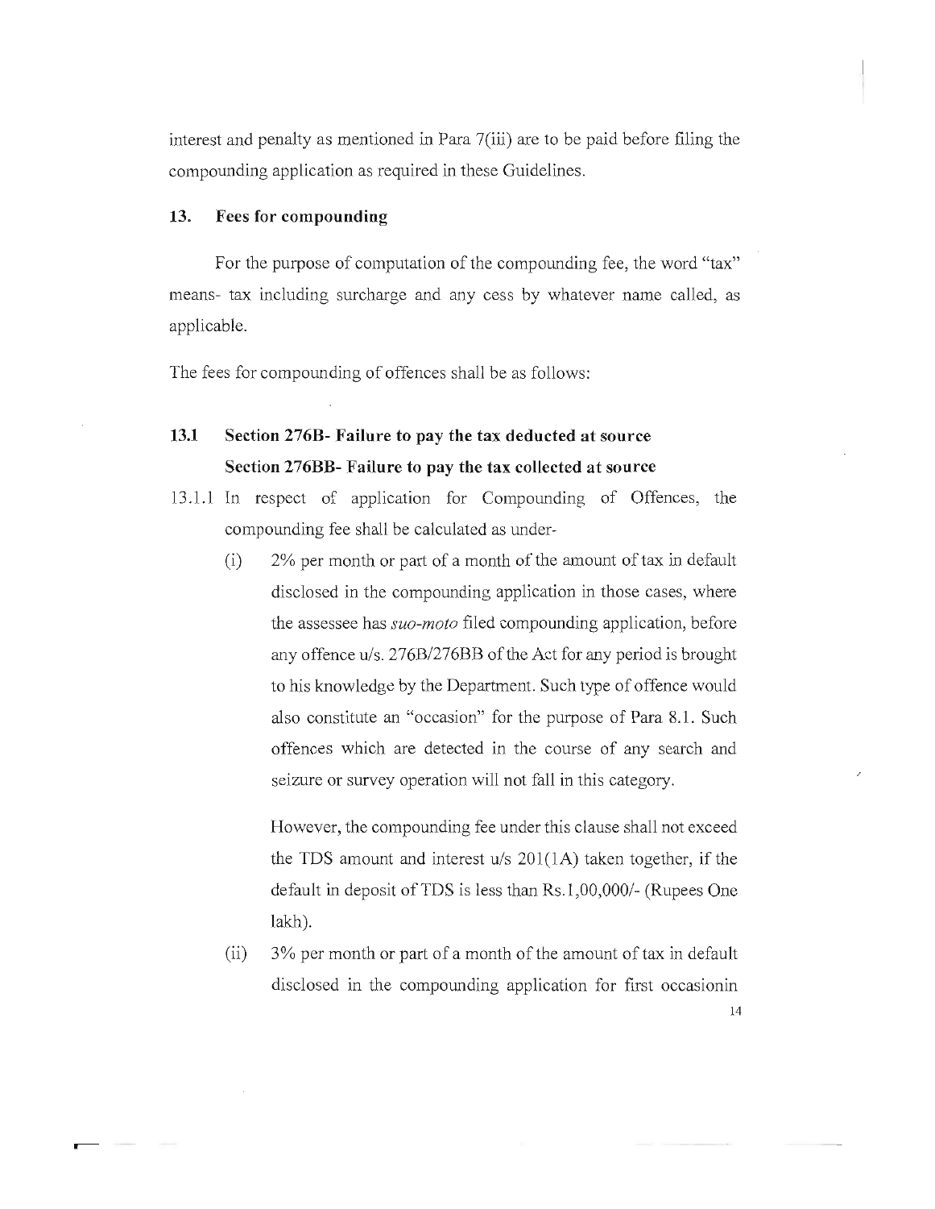interest and penalty as mentioned in Para 7(iii) are to be paid before filing the compounding application as required in these Guidelines.

## 13. Fees for compounding

For the purpose of computation of the compounding fee, the word "tax" means- tax including surcharge and any cess by whatever name called, as applicable.

The fees for compounding of offences shall be as follows:

### 13.1 Section 276B- Failure to pay the tax deducted at source Section 276BB- Failure to pay the tax collected at source

13.1.1 In respect of application for Compounding of Offences, the compounding fee shall be calculated as under-

(i) 2% per month or part of a month of the amount of tax in default disclosed in the compounding application in those cases, where the assessee has *suo-moto* filed compounding application, before any offence u/s. 276B/276BB of the Act for any period is brought to his knowledge by the Department. Such type of offence would also constitute an "occasion" for the purpose of Para 8.1. Such offences which are detected in the course of any search and seizure or survey operation will not fall in this category.

However, the compounding fee under this clause shall not exceed the TDS amount and interest u/s 201(1A) taken together, if the default in deposit of TDS is less than Rs.1,00,000/- (Rupees One lakh).

(ii) 3% per month or part of a month of the amount of tax in default disclosed in the compounding application for first occasionin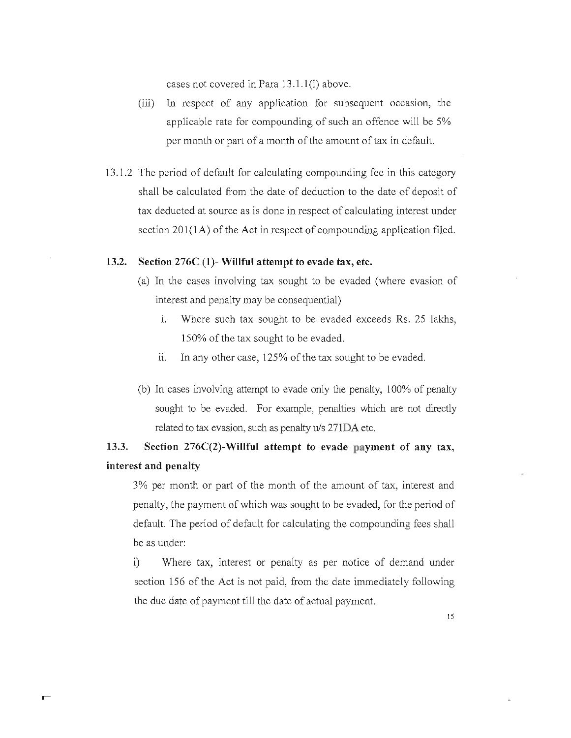cases not covered in Para 13.1.1(i) above.

(iii) In respect of any application for subsequent occasion, the applicable rate for compounding of such an offence will be 5% per month or part of a month of the amount of tax in default.

13.1.2 The period of default for calculating compounding fee in this category shall be calculated from the date of deduction to the date of deposit of tax deducted at source as is done in respect of calculating interest under section 201(1A) of the Act in respect of compounding application filed.

**13.2. Section 276C (1)- Willful attempt to evade tax, etc.**

(a) In the cases involving tax sought to be evaded (where evasion of interest and penalty may be consequential)

i. Where such tax sought to be evaded exceeds Rs. 25 lakhs, 150% of the tax sought to be evaded.

ii. In any other case, 125% of the tax sought to be evaded.

(b) In cases involving attempt to evade only the penalty, 100% of penalty sought to be evaded. For example, penalties which are not directly related to tax evasion, such as penalty u/s 271DA etc.

**13.3. Section 276C(2)-Willful attempt to evade payment of any tax, interest and penalty**

3% per month or part of the month of the amount of tax, interest and penalty, the payment of which was sought to be evaded, for the period of default. The period of default for calculating the compounding fees shall be as under:

i) Where tax, interest or penalty as per notice of demand under section 156 of the Act is not paid, from the date immediately following the due date of payment till the date of actual payment.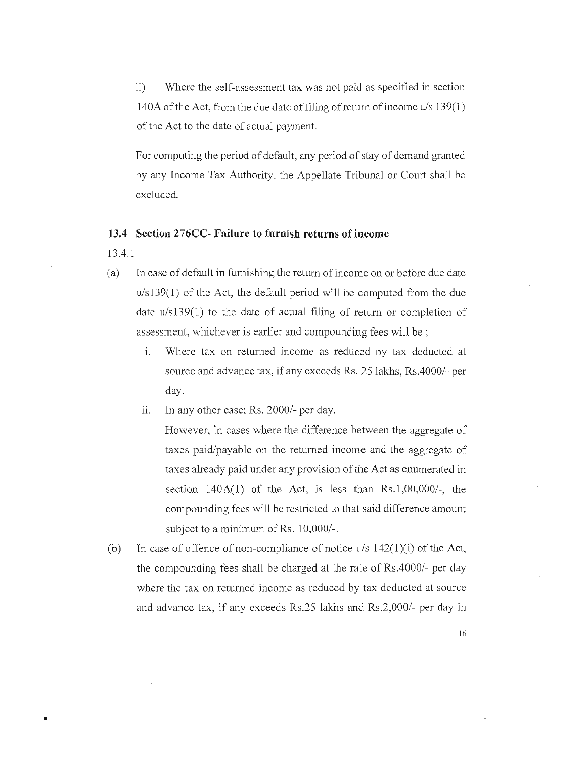ii) Where the self-assessment tax was not paid as specified in section 140A of the Act, from the due date of filing of return of income u/s 139(1) of the Act to the date of actual payment.

For computing the period of default, any period of stay of demand granted by any Income Tax Authority, the Appellate Tribunal or Court shall be excluded.

### 13.4 Section 276CC- Failure to furnish returns of income

13.4.1

(a) In case of default in furnishing the return of income on or before due date u/s139(1) of the Act, the default period will be computed from the due date u/s139(1) to the date of actual filing of return or completion of assessment, whichever is earlier and compounding fees will be ;

   i. Where tax on returned income as reduced by tax deducted at source and advance tax, if any exceeds Rs. 25 lakhs, Rs.4000/- per day.

   ii. In any other case; Rs. 2000/- per day.

   However, in cases where the difference between the aggregate of taxes paid/payable on the returned income and the aggregate of taxes already paid under any provision of the Act as enumerated in section 140A(1) of the Act, is less than Rs.1,00,000/-, the compounding fees will be restricted to that said difference amount subject to a minimum of Rs. 10,000/-.

(b) In case of offence of non-compliance of notice u/s 142(1)(i) of the Act, the compounding fees shall be charged at the rate of Rs.4000/- per day where the tax on returned income as reduced by tax deducted at source and advance tax, if any exceeds Rs.25 lakhs and Rs.2,000/- per day in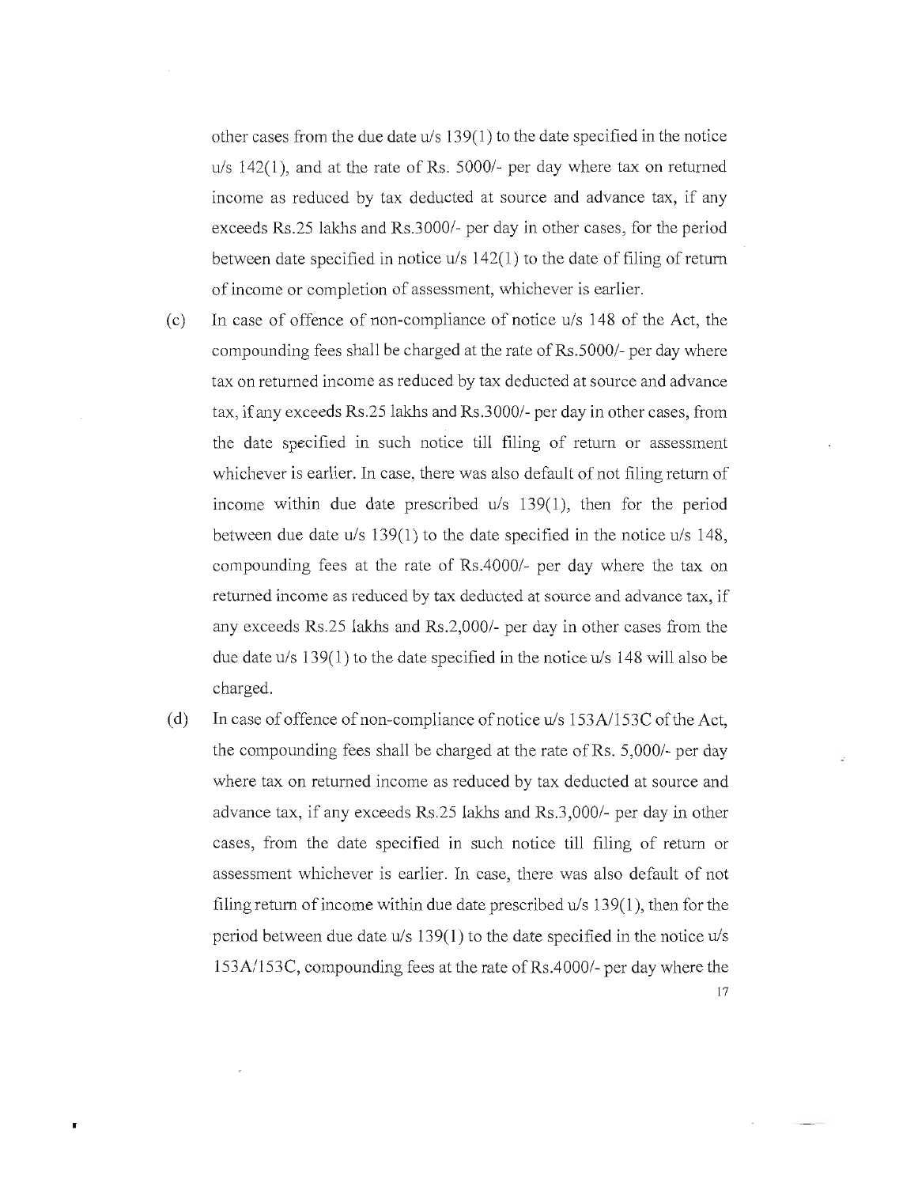other cases from the due date u/s 139(1) to the date specified in the notice u/s 142(1), and at the rate of Rs. 5000/- per day where tax on returned income as reduced by tax deducted at source and advance tax, if any exceeds Rs.25 lakhs and Rs.3000/- per day in other cases, for the period between date specified in notice u/s 142(1) to the date of filing of return of income or completion of assessment, whichever is earlier.

(c) In case of offence of non-compliance of notice u/s 148 of the Act, the compounding fees shall be charged at the rate of Rs.5000/- per day where tax on returned income as reduced by tax deducted at source and advance tax, if any exceeds Rs.25 lakhs and Rs.3000/- per day in other cases, from the date specified in such notice till filing of return or assessment whichever is earlier. In case, there was also default of not filing return of income within due date prescribed u/s 139(1), then for the period between due date u/s 139(1) to the date specified in the notice u/s 148, compounding fees at the rate of Rs.4000/- per day where the tax on returned income as reduced by tax deducted at source and advance tax, if any exceeds Rs.25 lakhs and Rs.2,000/- per day in other cases from the due date u/s 139(1) to the date specified in the notice u/s 148 will also be charged.

(d) In case of offence of non-compliance of notice u/s 153A/153C of the Act, the compounding fees shall be charged at the rate of Rs. 5,000/- per day where tax on returned income as reduced by tax deducted at source and advance tax, if any exceeds Rs.25 lakhs and Rs.3,000/- per day in other cases, from the date specified in such notice till filing of return or assessment whichever is earlier. In case, there was also default of not filing return of income within due date prescribed u/s 139(1), then for the period between due date u/s 139(1) to the date specified in the notice u/s 153A/153C, compounding fees at the rate of Rs.4000/- per day where the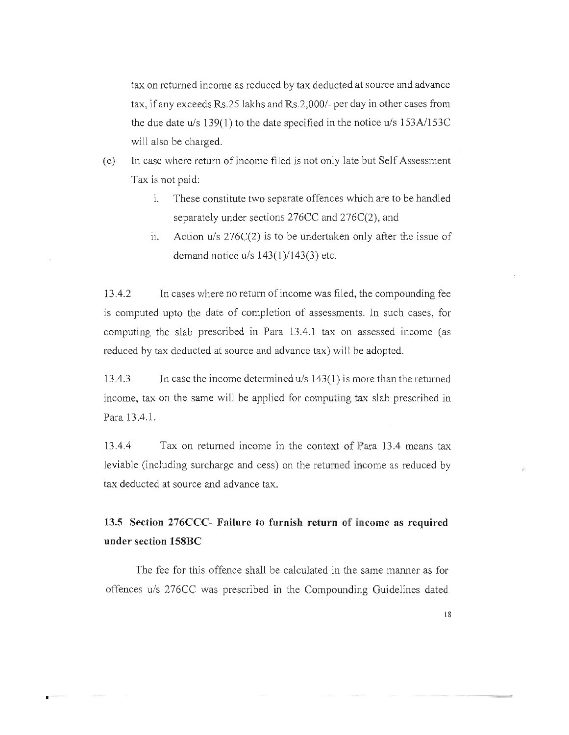tax on returned income as reduced by tax deducted at source and advance tax, if any exceeds Rs.25 lakhs and Rs.2,000/- per day in other cases from the due date u/s 139(1) to the date specified in the notice u/s 153A/153C will also be charged.

(e) In case where return of income filed is not only late but Self Assessment Tax is not paid:

   i. These constitute two separate offences which are to be handled separately under sections 276CC and 276C(2), and

   ii. Action u/s 276C(2) is to be undertaken only after the issue of demand notice u/s 143(1)/143(3) etc.

13.4.2 In cases where no return of income was filed, the compounding fee is computed upto the date of completion of assessments. In such cases, for computing the slab prescribed in Para 13.4.1 tax on assessed income (as reduced by tax deducted at source and advance tax) will be adopted.

13.4.3 In case the income determined u/s 143(1) is more than the returned income, tax on the same will be applied for computing tax slab prescribed in Para 13.4.1.

13.4.4 Tax on returned income in the context of Para 13.4 means tax leviable (including surcharge and cess) on the returned income as reduced by tax deducted at source and advance tax.

### 13.5 Section 276CCC- Failure to furnish return of income as required under section 158BC

The fee for this offence shall be calculated in the same manner as for offences u/s 276CC was prescribed in the Compounding Guidelines dated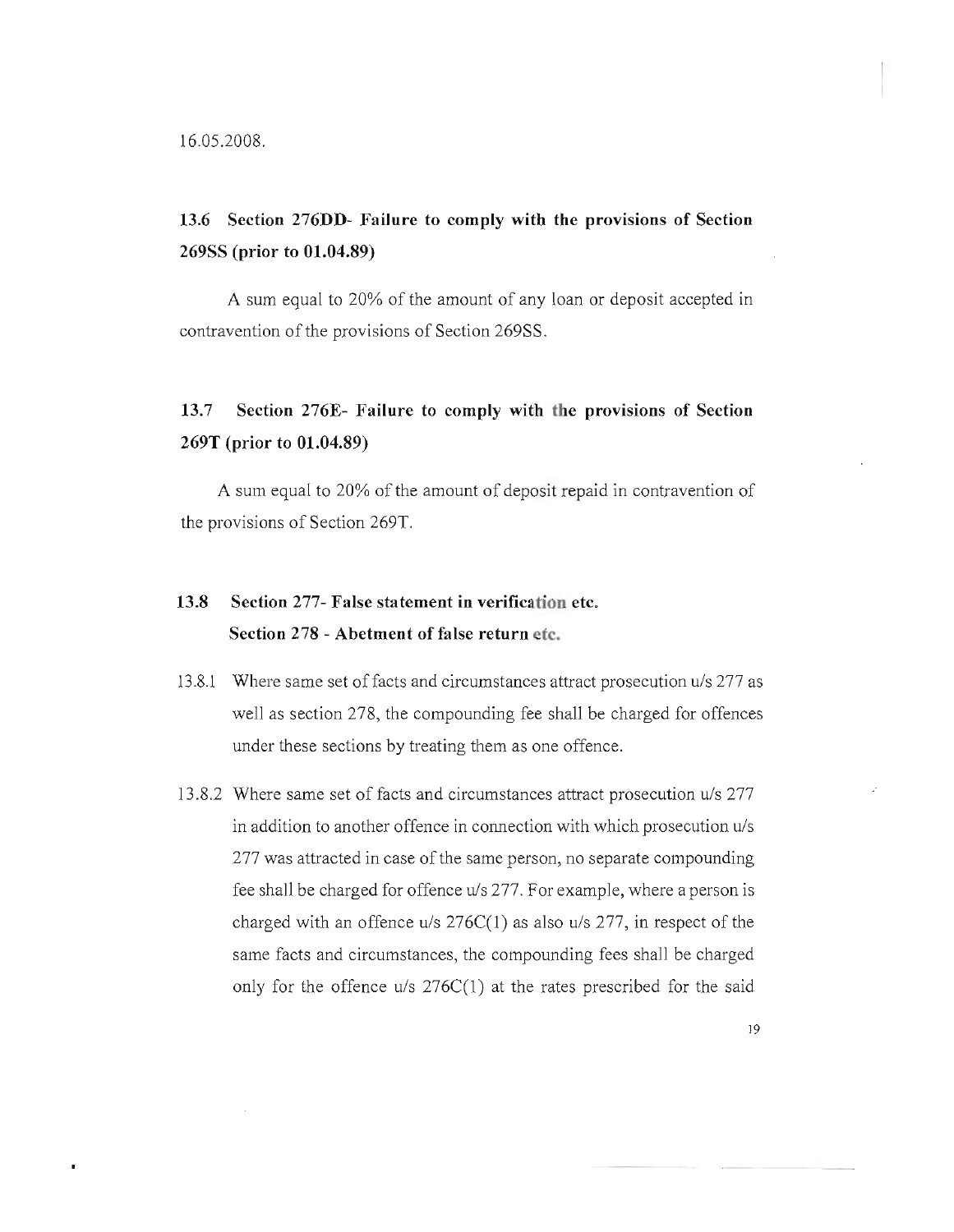16.05.2008.

### 13.6 Section 276DD- Failure to comply with the provisions of Section 269SS (prior to 01.04.89)

A sum equal to 20% of the amount of any loan or deposit accepted in contravention of the provisions of Section 269SS.

### 13.7 Section 276E- Failure to comply with the provisions of Section 269T (prior to 01.04.89)

A sum equal to 20% of the amount of deposit repaid in contravention of the provisions of Section 269T.

### 13.8 Section 277- False statement in verification etc. Section 278 - Abetment of false return etc.

13.8.1 Where same set of facts and circumstances attract prosecution u/s 277 as well as section 278, the compounding fee shall be charged for offences under these sections by treating them as one offence.

13.8.2 Where same set of facts and circumstances attract prosecution u/s 277 in addition to another offence in connection with which prosecution u/s 277 was attracted in case of the same person, no separate compounding fee shall be charged for offence u/s 277. For example, where a person is charged with an offence u/s 276C(1) as also u/s 277, in respect of the same facts and circumstances, the compounding fees shall be charged only for the offence u/s 276C(1) at the rates prescribed for the said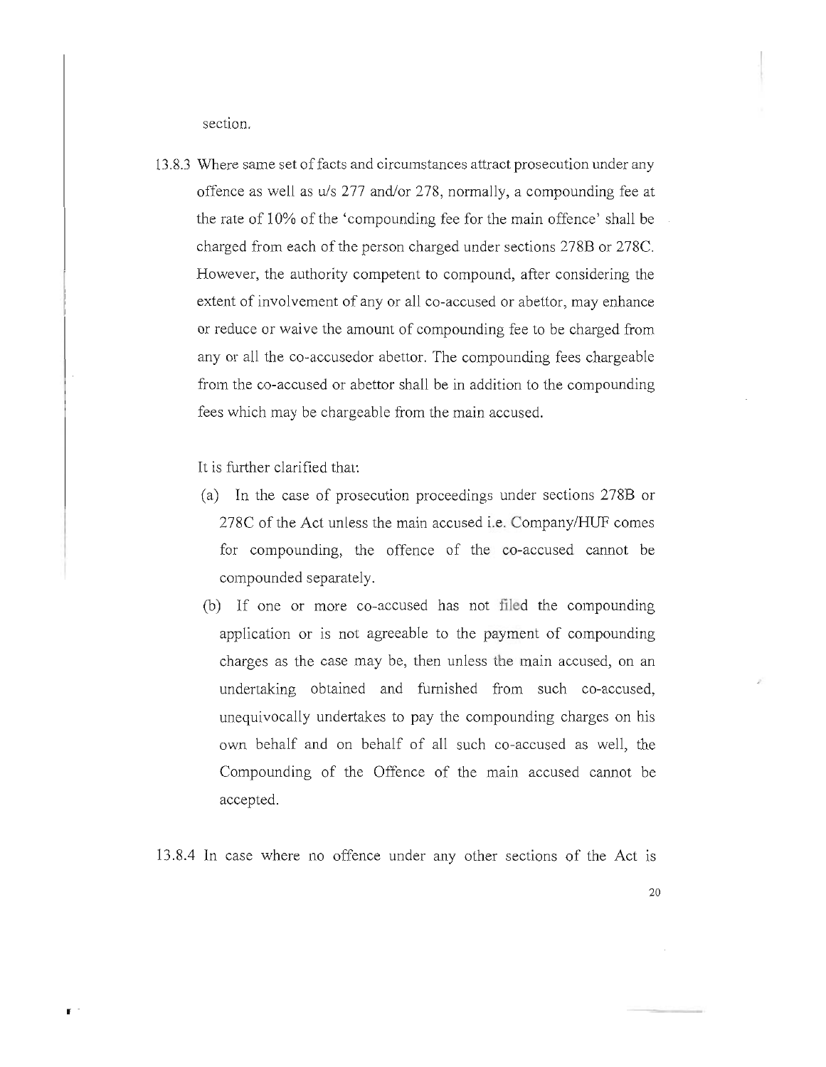section.

13.8.3 Where same set of facts and circumstances attract prosecution under any offence as well as u/s 277 and/or 278, normally, a compounding fee at the rate of 10% of the 'compounding fee for the main offence' shall be charged from each of the person charged under sections 278B or 278C. However, the authority competent to compound, after considering the extent of involvement of any or all co-accused or abettor, may enhance or reduce or waive the amount of compounding fee to be charged from any or all the co-accusedor abettor. The compounding fees chargeable from the co-accused or abettor shall be in addition to the compounding fees which may be chargeable from the main accused.

It is further clarified that:

(a) In the case of prosecution proceedings under sections 278B or 278C of the Act unless the main accused i.e. Company/HUF comes for compounding, the offence of the co-accused cannot be compounded separately.

(b) If one or more co-accused has not filed the compounding application or is not agreeable to the payment of compounding charges as the case may be, then unless the main accused, on an undertaking obtained and furnished from such co-accused, unequivocally undertakes to pay the compounding charges on his own behalf and on behalf of all such co-accused as well, the Compounding of the Offence of the main accused cannot be accepted.

13.8.4 In case where no offence under any other sections of the Act is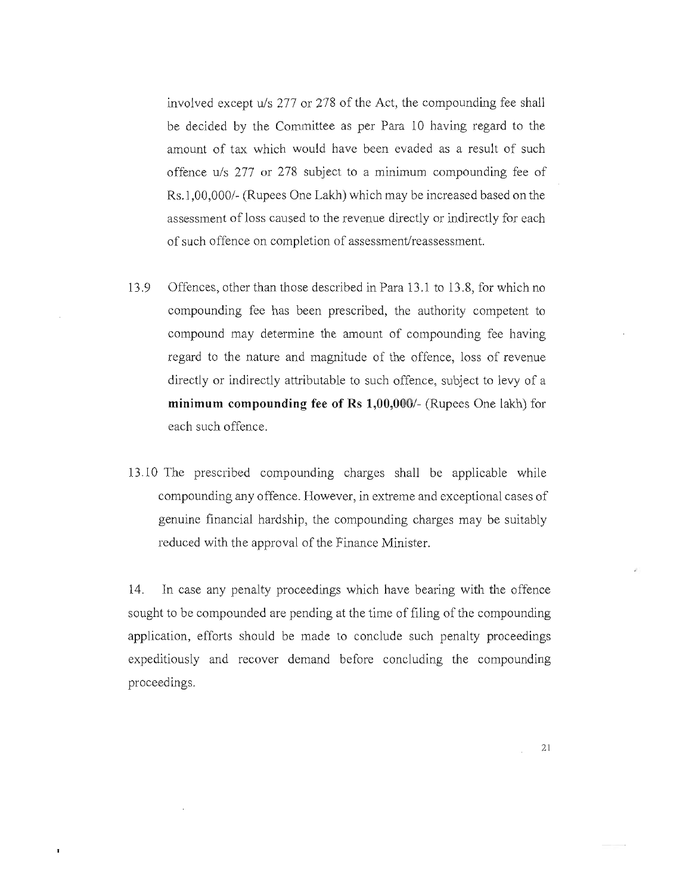involved except u/s 277 or 278 of the Act, the compounding fee shall be decided by the Committee as per Para 10 having regard to the amount of tax which would have been evaded as a result of such offence u/s 277 or 278 subject to a minimum compounding fee of Rs.1,00,000/- (Rupees One Lakh) which may be increased based on the assessment of loss caused to the revenue directly or indirectly for each of such offence on completion of assessment/reassessment.

13.9 Offences, other than those described in Para 13.1 to 13.8, for which no compounding fee has been prescribed, the authority competent to compound may determine the amount of compounding fee having regard to the nature and magnitude of the offence, loss of revenue directly or indirectly attributable to such offence, subject to levy of a **minimum compounding fee of Rs 1,00,000/-** (Rupees One lakh) for each such offence.

13.10 The prescribed compounding charges shall be applicable while compounding any offence. However, in extreme and exceptional cases of genuine financial hardship, the compounding charges may be suitably reduced with the approval of the Finance Minister.

14. In case any penalty proceedings which have bearing with the offence sought to be compounded are pending at the time of filing of the compounding application, efforts should be made to conclude such penalty proceedings expeditiously and recover demand before concluding the compounding proceedings.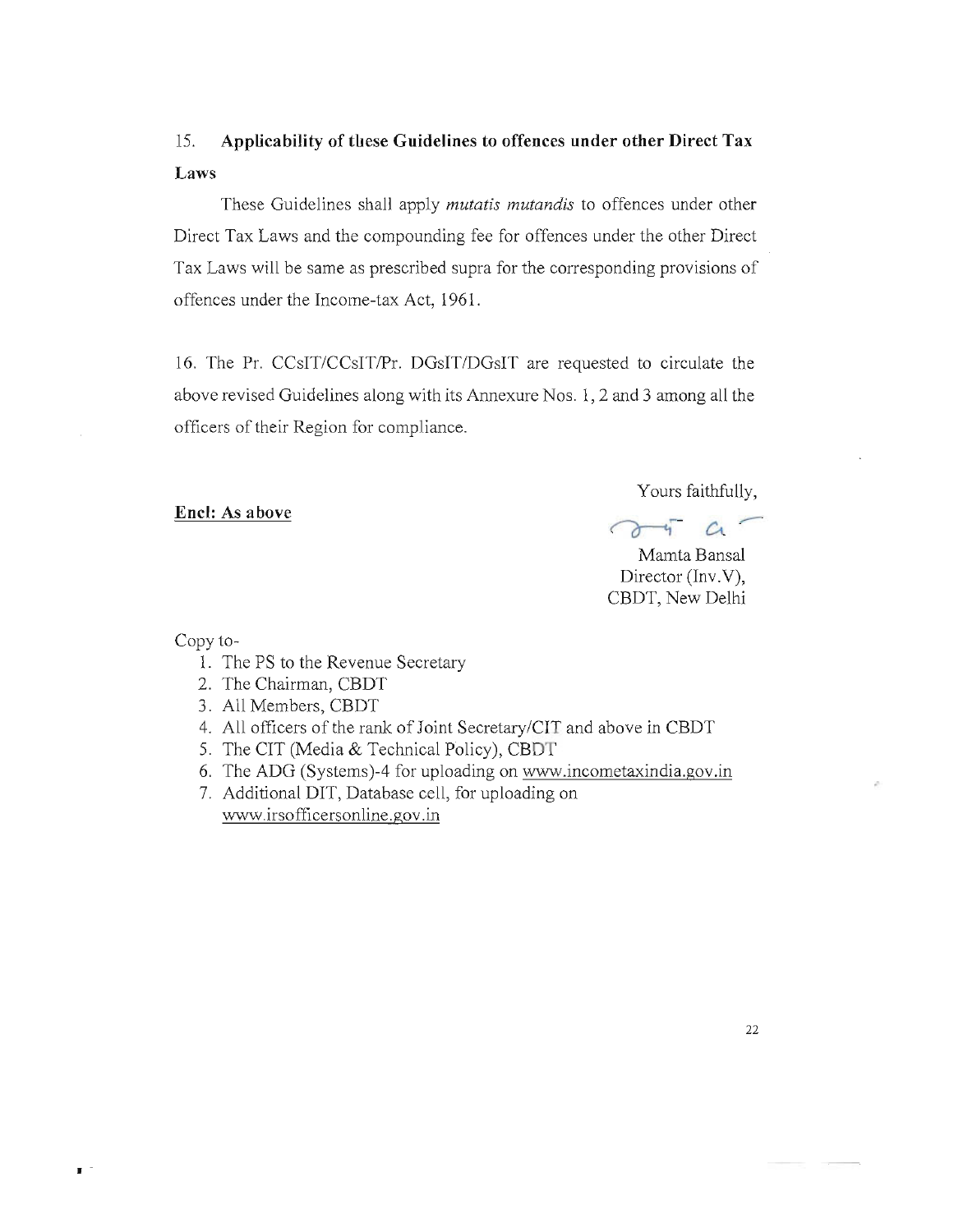15. **Applicability of these Guidelines to offences under other Direct Tax Laws**

These Guidelines shall apply *mutatis mutandis* to offences under other Direct Tax Laws and the compounding fee for offences under the other Direct Tax Laws will be same as prescribed supra for the corresponding provisions of offences under the Income-tax Act, 1961.

16. The Pr. CCsIT/CCsIT/Pr. DGsIT/DGsIT are requested to circulate the above revised Guidelines along with its Annexure Nos. 1, 2 and 3 among all the officers of their Region for compliance.

**Encl: As above**

Yours faithfully,

Mamta Bansal
Director (Inv.V),
CBDT, New Delhi

Copy to-

1. The PS to the Revenue Secretary
2. The Chairman, CBDT
3. All Members, CBDT
4. All officers of the rank of Joint Secretary/CIT and above in CBDT
5. The CIT (Media & Technical Policy), CBDT
6. The ADG (Systems)-4 for uploading on www.incometaxindia.gov.in
7. Additional DIT, Database cell, for uploading on www.irsofficersonline.gov.in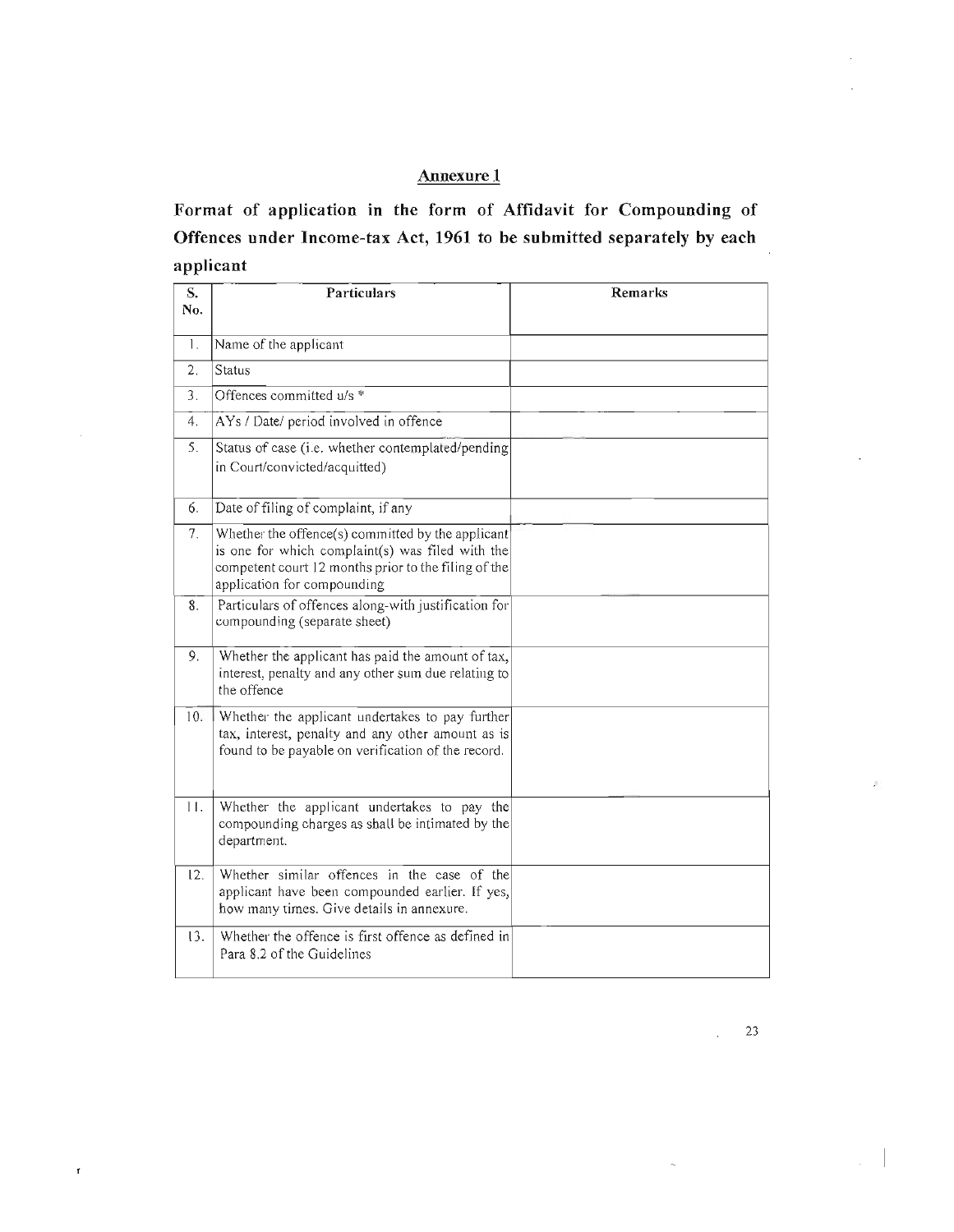## Annexure 1

**Format of application in the form of Affidavit for Compounding of Offences under Income-tax Act, 1961 to be submitted separately by each applicant**

| S. No. | Particulars | Remarks |
|---|---|---|
| 1. | Name of the applicant | |
| 2. | Status | |
| 3. | Offences committed u/s * | |
| 4. | AYs / Date/ period involved in offence | |
| 5. | Status of case (i.e. whether contemplated/pending in Court/convicted/acquitted) | |
| 6. | Date of filing of complaint, if any | |
| 7. | Whether the offence(s) committed by the applicant is one for which complaint(s) was filed with the competent court 12 months prior to the filing of the application for compounding | |
| 8. | Particulars of offences along-with justification for compounding (separate sheet) | |
| 9. | Whether the applicant has paid the amount of tax, interest, penalty and any other sum due relating to the offence | |
| 10. | Whether the applicant undertakes to pay further tax, interest, penalty and any other amount as is found to be payable on verification of the record. | |
| 11. | Whether the applicant undertakes to pay the compounding charges as shall be intimated by the department. | |
| 12. | Whether similar offences in the case of the applicant have been compounded earlier. If yes, how many times. Give details in annexure. | |
| 13. | Whether the offence is first offence as defined in Para 8.2 of the Guidelines | |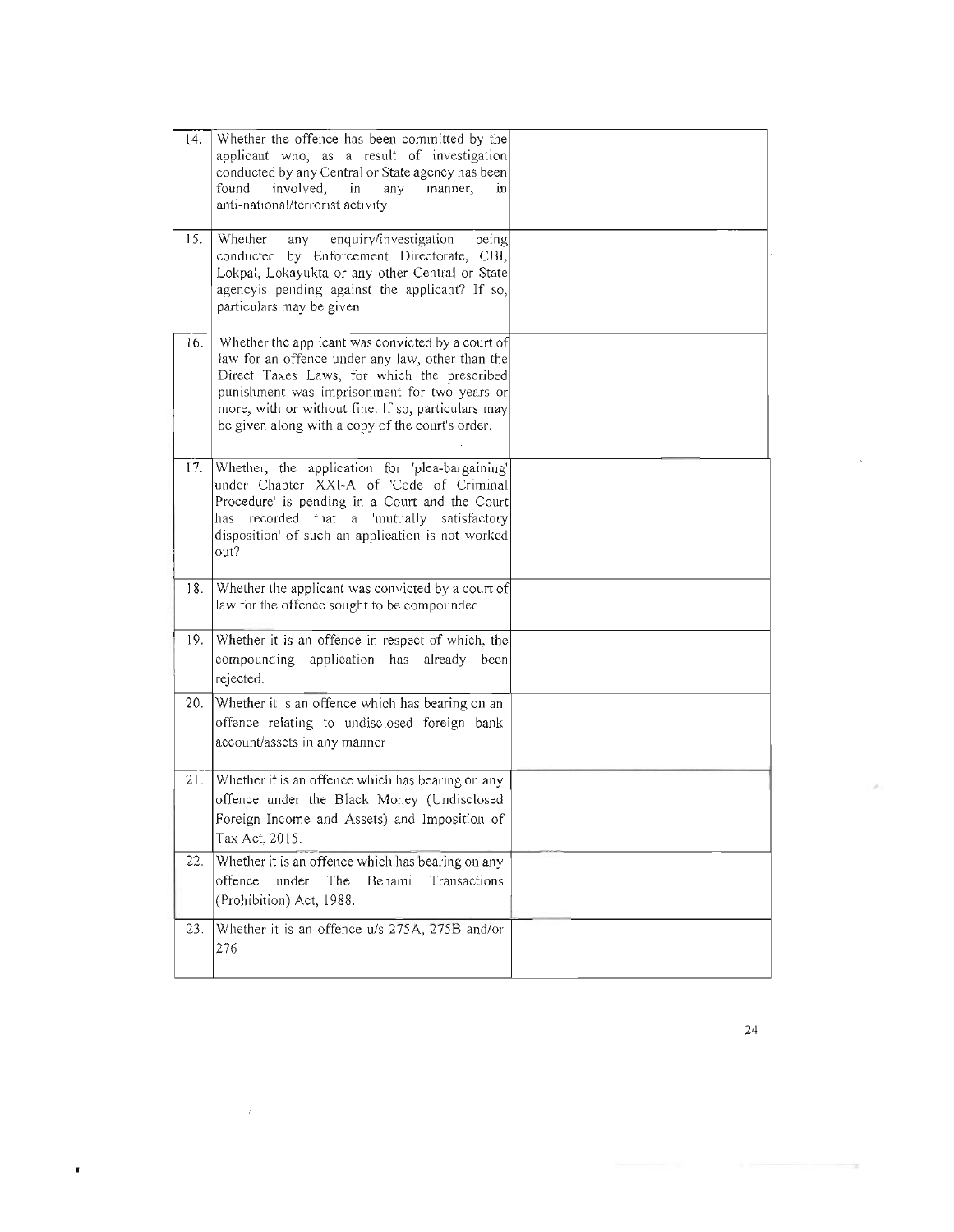| | | |
|---|---|---|
| 14. | Whether the offence has been committed by the applicant who, as a result of investigation conducted by any Central or State agency has been found involved, in any manner, in anti-national/terrorist activity | |
| 15. | Whether any enquiry/investigation being conducted by Enforcement Directorate, CBI, Lokpal, Lokayukta or any other Central or State agencyis pending against the applicant? If so, particulars may be given | |
| 16. | Whether the applicant was convicted by a court of law for an offence under any law, other than the Direct Taxes Laws, for which the prescribed punishment was imprisonment for two years or more, with or without fine. If so, particulars may be given along with a copy of the court's order. | |
| 17. | Whether, the application for 'plea-bargaining' under Chapter XXI-A of 'Code of Criminal Procedure' is pending in a Court and the Court has recorded that a 'mutually satisfactory disposition' of such an application is not worked out? | |
| 18. | Whether the applicant was convicted by a court of law for the offence sought to be compounded | |
| 19. | Whether it is an offence in respect of which, the compounding application has already been rejected. | |
| 20. | Whether it is an offence which has bearing on an offence relating to undisclosed foreign bank account/assets in any manner | |
| 21. | Whether it is an offence which has bearing on any offence under the Black Money (Undisclosed Foreign Income and Assets) and Imposition of Tax Act, 2015. | |
| 22. | Whether it is an offence which has bearing on any offence under The Benami Transactions (Prohibition) Act, 1988. | |
| 23. | Whether it is an offence u/s 275A, 275B and/or 276 | |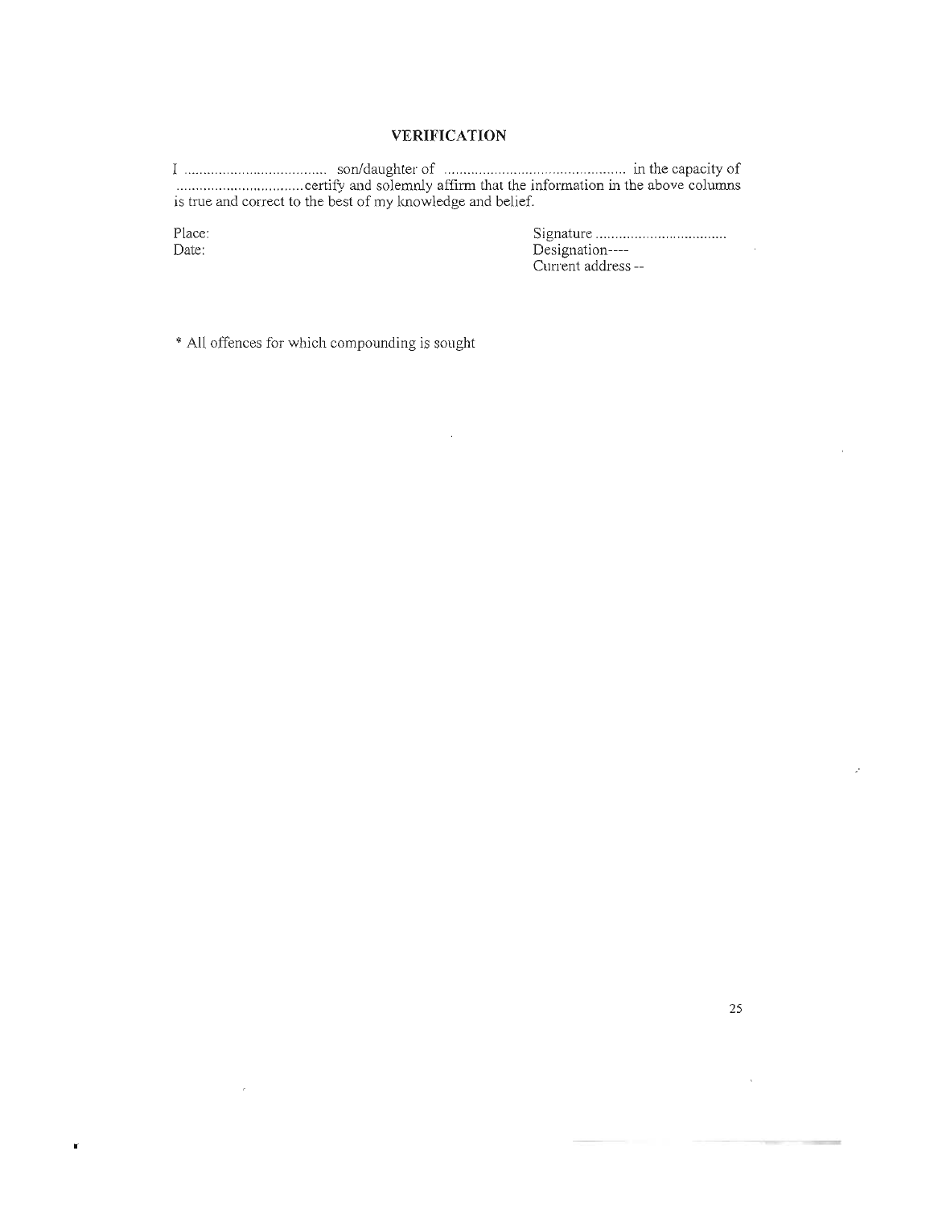## VERIFICATION

I ..................................... son/daughter of .............................................. in the capacity of ..................................certify and solemnly affirm that the information in the above columns is true and correct to the best of my knowledge and belief.

Place:
Date:

Signature ..................................
Designation----
Current address --

* All offences for which compounding is sought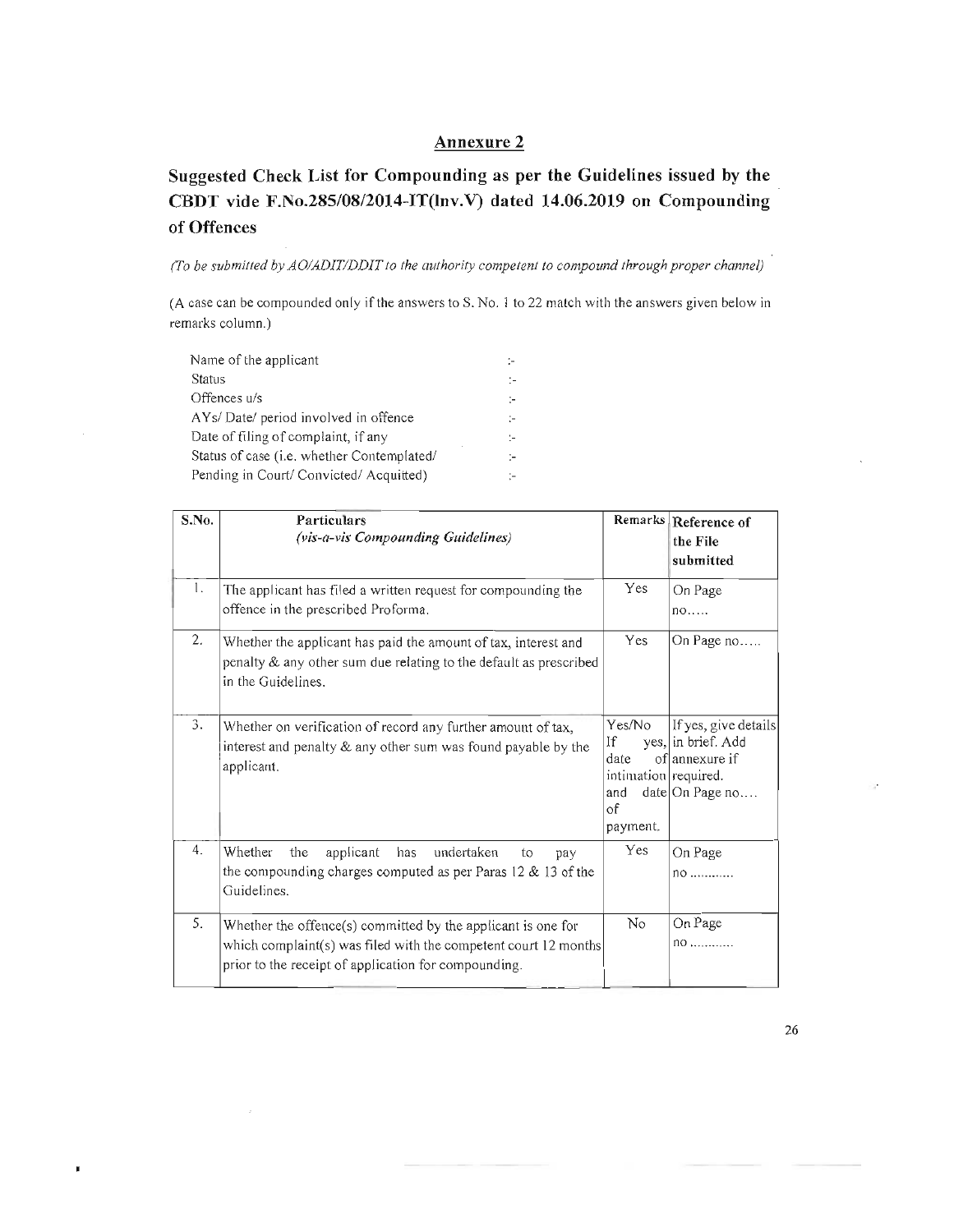## Annexure 2

# Suggested Check List for Compounding as per the Guidelines issued by the CBDT vide F.No.285/08/2014-IT(Inv.V) dated 14.06.2019 on Compounding of Offences

*(To be submitted by AO/ADIT/DDIT to the authority competent to compound through proper channel)*

(A case can be compounded only if the answers to S. No. 1 to 22 match with the answers given below in remarks column.)

| | |
|---|---|
| Name of the applicant | :- |
| Status | :- |
| Offences u/s | :- |
| AYs/ Date/ period involved in offence | :- |
| Date of filing of complaint, if any | :- |
| Status of case (i.e. whether Contemplated/ | :- |
| Pending in Court/ Convicted/ Acquitted) | :- |

| S.No. | Particulars *(vis-a-vis Compounding Guidelines)* | Remarks | Reference of the File submitted |
|---|---|---|---|
| 1. | The applicant has filed a written request for compounding the offence in the prescribed Proforma. | Yes | On Page no..... |
| 2. | Whether the applicant has paid the amount of tax, interest and penalty & any other sum due relating to the default as prescribed in the Guidelines. | Yes | On Page no..... |
| 3. | Whether on verification of record any further amount of tax, interest and penalty & any other sum was found payable by the applicant. | Yes/No If yes, date of intimation and date of payment. | If yes, give details in brief. Add annexure if required. On Page no.... |
| 4. | Whether the applicant has undertaken to pay the compounding charges computed as per Paras 12 & 13 of the Guidelines. | Yes | On Page no ........... |
| 5. | Whether the offence(s) committed by the applicant is one for which complaint(s) was filed with the competent court 12 months prior to the receipt of application for compounding. | No | On Page no ........... |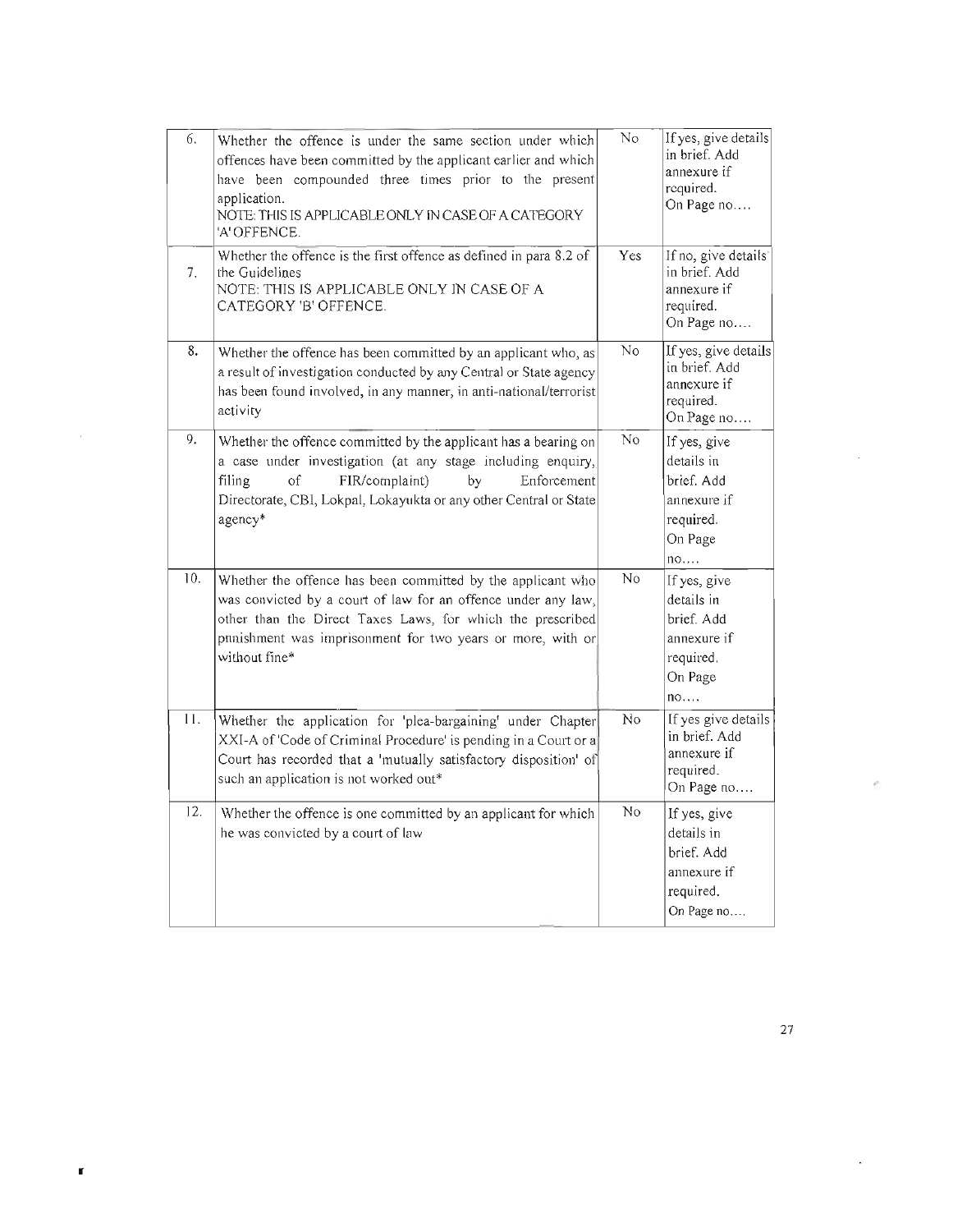| | | | |
|---|---|---|---|
| 6. | Whether the offence is under the same section under which offences have been committed by the applicant earlier and which have been compounded three times prior to the present application.<br>NOTE: THIS IS APPLICABLE ONLY IN CASE OF A CATEGORY 'A' OFFENCE. | No | If yes, give details in brief. Add annexure if required.<br>On Page no.... |
| 7. | Whether the offence is the first offence as defined in para 8.2 of the Guidelines<br>NOTE: THIS IS APPLICABLE ONLY IN CASE OF A CATEGORY 'B' OFFENCE. | Yes | If no, give details in brief. Add annexure if required.<br>On Page no.... |
| 8. | Whether the offence has been committed by an applicant who, as a result of investigation conducted by any Central or State agency has been found involved, in any manner, in anti-national/terrorist activity | No | If yes, give details in brief. Add annexure if required.<br>On Page no.... |
| 9. | Whether the offence committed by the applicant has a bearing on a case under investigation (at any stage including enquiry, filing of FIR/complaint) by Enforcement Directorate, CBI, Lokpal, Lokayukta or any other Central or State agency* | No | If yes, give details in brief. Add annexure if required.<br>On Page no.... |
| 10. | Whether the offence has been committed by the applicant who was convicted by a court of law for an offence under any law, other than the Direct Taxes Laws, for which the prescribed punishment was imprisonment for two years or more, with or without fine* | No | If yes, give details in brief. Add annexure if required.<br>On Page no.... |
| 11. | Whether the application for 'plea-bargaining' under Chapter XXI-A of 'Code of Criminal Procedure' is pending in a Court or a Court has recorded that a 'mutually satisfactory disposition' of such an application is not worked out* | No | If yes give details in brief. Add annexure if required.<br>On Page no.... |
| 12. | Whether the offence is one committed by an applicant for which he was convicted by a court of law | No | If yes, give details in brief. Add annexure if required.<br>On Page no.... |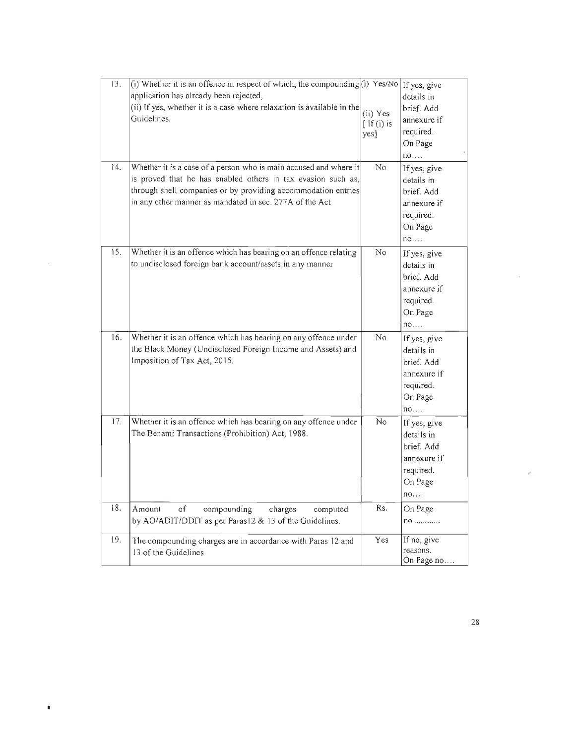| 13. | (i) Whether it is an offence in respect of which, the compounding application has already been rejected,<br>(ii) If yes, whether it is a case where relaxation is available in the Guidelines. | (i) Yes/No<br><br>(ii) Yes [ If (i) is yes] | If yes, give details in brief. Add annexure if required. On Page no…. |
|---|---|---|---|
| 14. | Whether it is a case of a person who is main accused and where it is proved that he has enabled others in tax evasion such as, through shell companies or by providing accommodation entries in any other manner as mandated in sec. 277A of the Act | No | If yes, give details in brief. Add annexure if required. On Page no…. |
| 15. | Whether it is an offence which has bearing on an offence relating to undisclosed foreign bank account/assets in any manner | No | If yes, give details in brief. Add annexure if required. On Page no…. |
| 16. | Whether it is an offence which has bearing on any offence under the Black Money (Undisclosed Foreign Income and Assets) and Imposition of Tax Act, 2015. | No | If yes, give details in brief. Add annexure if required. On Page no…. |
| 17. | Whether it is an offence which has bearing on any offence under The Benami Transactions (Prohibition) Act, 1988. | No | If yes, give details in brief. Add annexure if required. On Page no…. |
| 18. | Amount of compounding charges computed by AO/ADIT/DDIT as per Paras12 & 13 of the Guidelines. | Rs. | On Page no ………… |
| 19. | The compounding charges are in accordance with Paras 12 and 13 of the Guidelines | Yes | If no, give reasons. On Page no…. |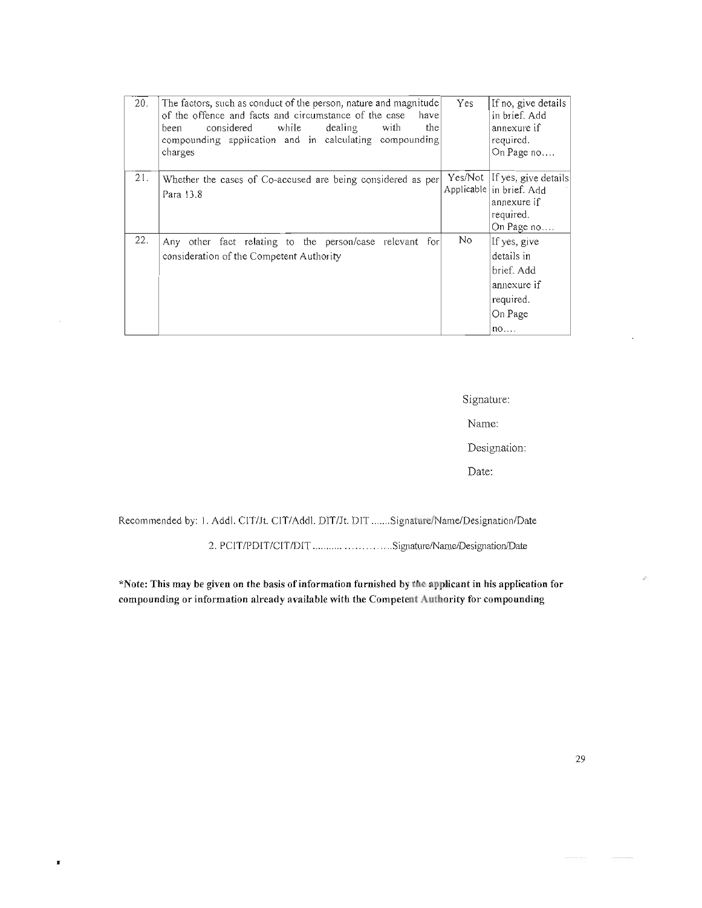| 20. | The factors, such as conduct of the person, nature and magnitude of the offence and facts and circumstance of the case have been considered while dealing with the compounding application and in calculating compounding charges | Yes | If no, give details in brief. Add annexure if required. On Page no…. |
|---|---|---|---|
| 21. | Whether the cases of Co-accused are being considered as per Para 13.8 | Yes/Not Applicable | If yes, give details in brief. Add annexure if required. On Page no…. |
| 22. | Any other fact relating to the person/case relevant for consideration of the Competent Authority | No | If yes, give details in brief. Add annexure if required. On Page no…. |

Signature:

Name:

Designation:

Date:

Recommended by: 1. Addl. CIT/Jt. CIT/Addl. DIT/Jt. DIT .......Signature/Name/Designation/Date

2. PCIT/PDIT/CIT/DIT ........... ..............Signature/Name/Designation/Date

**\*Note: This may be given on the basis of information furnished by the applicant in his application for compounding or information already available with the Competent Authority for compounding**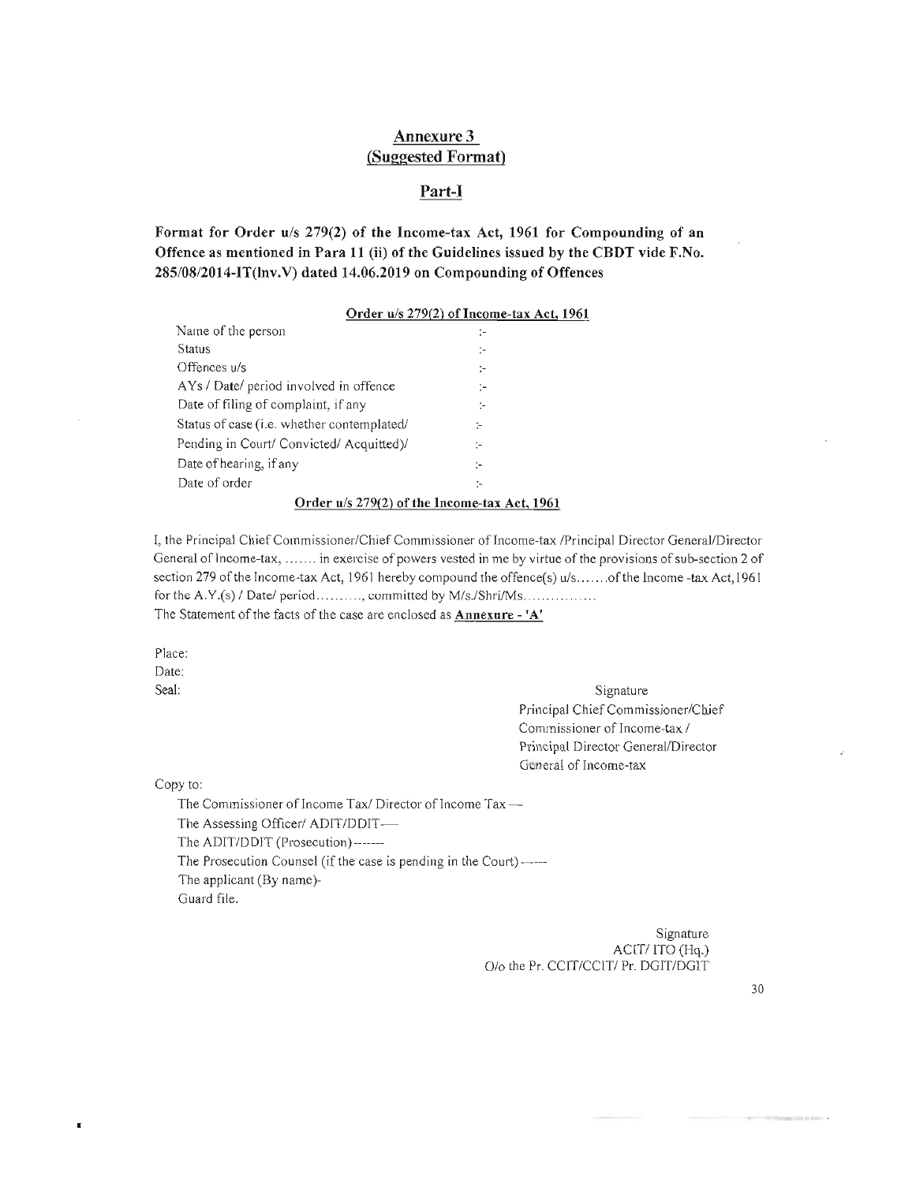## Annexure 3
## (Suggested Format)

## Part-I

**Format for Order u/s 279(2) of the Income-tax Act, 1961 for Compounding of an Offence as mentioned in Para 11 (ii) of the Guidelines issued by the CBDT vide F.No. 285/08/2014-IT(Inv.V) dated 14.06.2019 on Compounding of Offences**

**Order u/s 279(2) of Income-tax Act, 1961**

| | |
|---|---|
| Name of the person | :- |
| Status | :- |
| Offences u/s | :- |
| AYs / Date/ period involved in offence | :- |
| Date of filing of complaint, if any | :- |
| Status of case (i.e. whether contemplated/ | :- |
| Pending in Court/ Convicted/ Acquitted)/ | :- |
| Date of hearing, if any | :- |
| Date of order | :- |

**Order u/s 279(2) of the Income-tax Act, 1961**

I, the Principal Chief Commissioner/Chief Commissioner of Income-tax /Principal Director General/Director General of Income-tax, ....... in exercise of powers vested in me by virtue of the provisions of sub-section 2 of section 279 of the Income-tax Act, 1961 hereby compound the offence(s) u/s.......of the Income -tax Act,1961 for the A.Y.(s) / Date/ period.........., committed by M/s./Shri/Ms...............

The Statement of the facts of the case are enclosed as **Annexure - 'A'**

Place:
Date:
Seal:

Signature
Principal Chief Commissioner/Chief Commissioner of Income-tax /
Principal Director General/Director General of Income-tax

Copy to:

The Commissioner of Income Tax/ Director of Income Tax —
The Assessing Officer/ ADIT/DDIT—
The ADIT/DDIT (Prosecution)-------
The Prosecution Counsel (if the case is pending in the Court)------
The applicant (By name)-
Guard file.

Signature
ACIT/ ITO (Hq.)
O/o the Pr. CCIT/CCIT/ Pr. DGIT/DGIT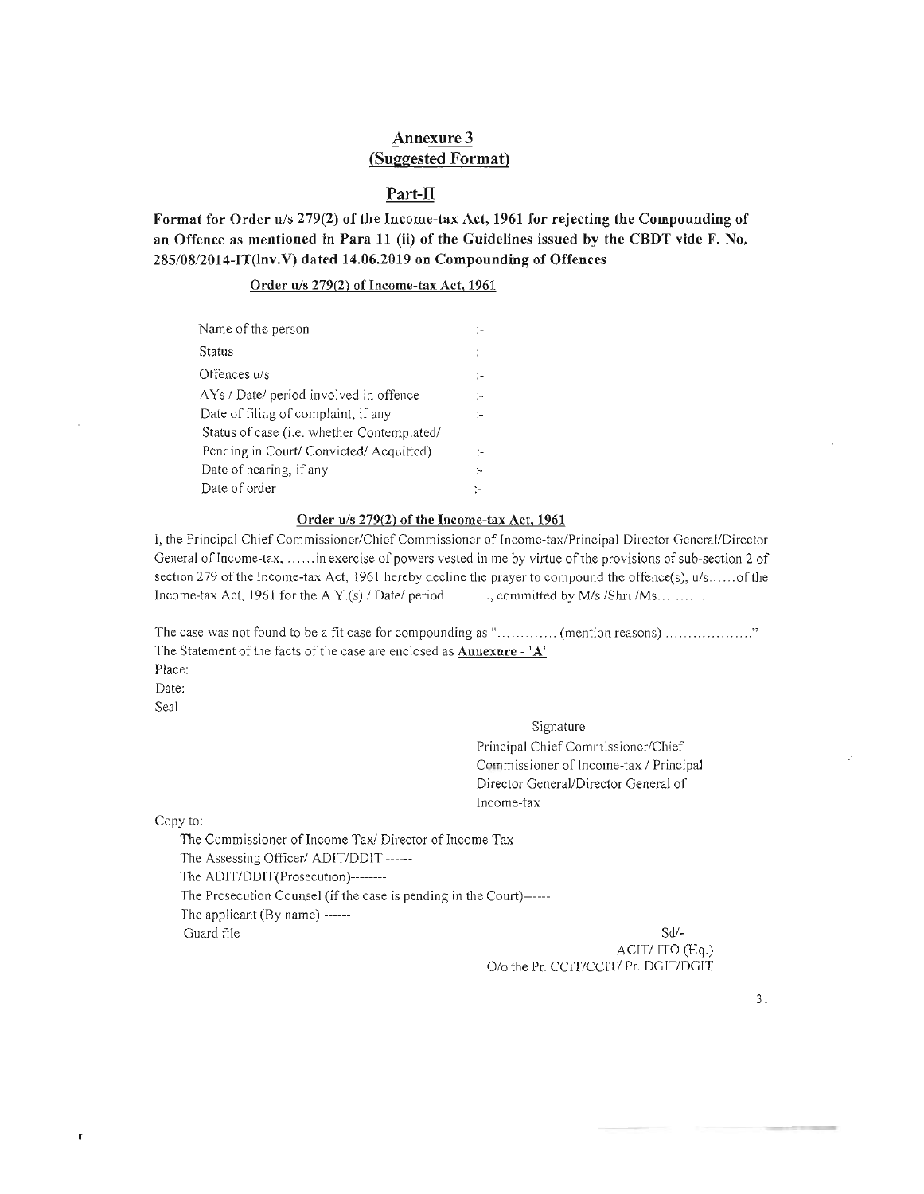## Annexure 3
## (Suggested Format)

### Part-II

**Format for Order u/s 279(2) of the Income-tax Act, 1961 for rejecting the Compounding of an Offence as mentioned in Para 11 (ii) of the Guidelines issued by the CBDT vide F. No. 285/08/2014-IT(Inv.V) dated 14.06.2019 on Compounding of Offences**

**Order u/s 279(2) of Income-tax Act, 1961**

| | |
|---|---|
| Name of the person | :- |
| Status | :- |
| Offences u/s | :- |
| AYs / Date/ period involved in offence | :- |
| Date of filing of complaint, if any | :- |
| Status of case (i.e. whether Contemplated/ Pending in Court/ Convicted/ Acquitted) | :- |
| Date of hearing, if any | :- |
| Date of order | :- |

**Order u/s 279(2) of the Income-tax Act, 1961**

I, the Principal Chief Commissioner/Chief Commissioner of Income-tax/Principal Director General/Director General of Income-tax, ......in exercise of powers vested in me by virtue of the provisions of sub-section 2 of section 279 of the Income-tax Act, 1961 hereby decline the prayer to compound the offence(s), u/s......of the Income-tax Act, 1961 for the A.Y.(s) / Date/ period.........., committed by M/s./Shri /Ms..........

The case was not found to be a fit case for compounding as "............ (mention reasons) .................."
The Statement of the facts of the case are enclosed as **Annexure - 'A'**

Place:
Date:
Seal

Signature
Principal Chief Commissioner/Chief Commissioner of Income-tax / Principal Director General/Director General of Income-tax

Copy to:

The Commissioner of Income Tax/ Director of Income Tax------
The Assessing Officer/ ADIT/DDIT ------
The ADIT/DDIT(Prosecution)--------
The Prosecution Counsel (if the case is pending in the Court)------
The applicant (By name) ------
Guard file

Sd/-
ACIT/ ITO (Hq.)
O/o the Pr. CCIT/CCIT/ Pr. DGIT/DGIT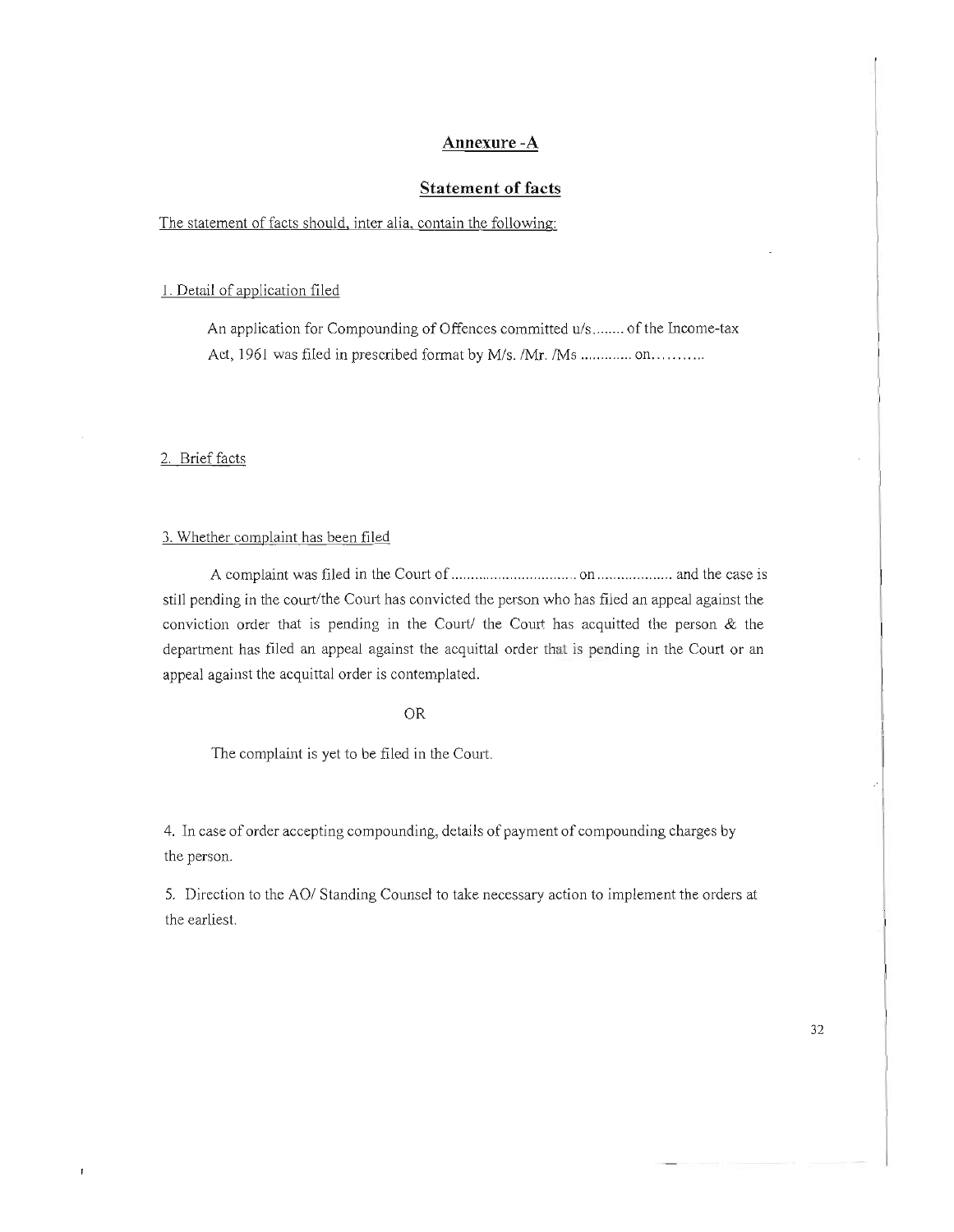## Annexure -A

## Statement of facts

The statement of facts should, inter alia, contain the following:

1. Detail of application filed

An application for Compounding of Offences committed u/s........ of the Income-tax Act, 1961 was filed in prescribed format by M/s. /Mr. /Ms ............. on...........

2. Brief facts

3. Whether complaint has been filed

A complaint was filed in the Court of ................................ on ................... and the case is still pending in the court/the Court has convicted the person who has filed an appeal against the conviction order that is pending in the Court/ the Court has acquitted the person & the department has filed an appeal against the acquittal order that is pending in the Court or an appeal against the acquittal order is contemplated.

OR

The complaint is yet to be filed in the Court.

4. In case of order accepting compounding, details of payment of compounding charges by the person.

5. Direction to the AO/ Standing Counsel to take necessary action to implement the orders at the earliest.